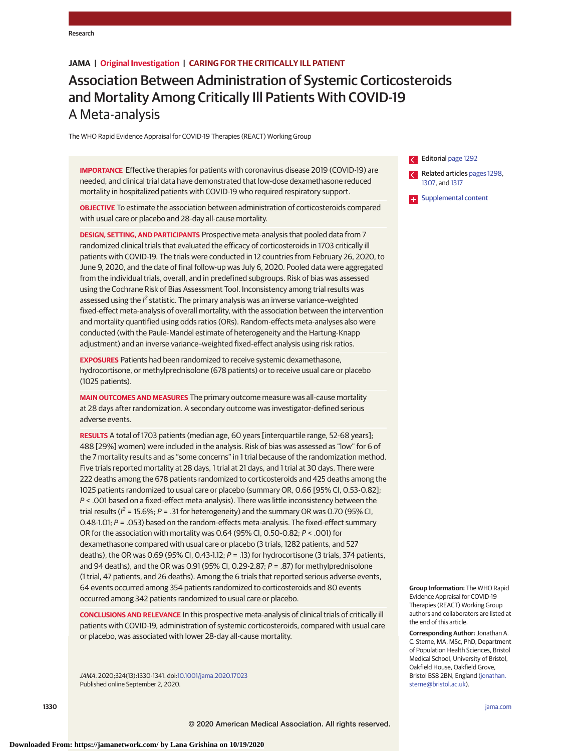JAMA | Original Investigation | CARING FOR THE CRITICALLY ILL PATIENT

# Association Between Administration of Systemic Corticosteroids and Mortality Among Critically Ill Patients With COVID-19
## A Meta-analysis

The WHO Rapid Evidence Appraisal for COVID-19 Therapies (REACT) Working Group

**IMPORTANCE** Effective therapies for patients with coronavirus disease 2019 (COVID-19) are needed, and clinical trial data have demonstrated that low-dose dexamethasone reduced mortality in hospitalized patients with COVID-19 who required respiratory support.

**OBJECTIVE** To estimate the association between administration of corticosteroids compared with usual care or placebo and 28-day all-cause mortality.

**DESIGN, SETTING, AND PARTICIPANTS** Prospective meta-analysis that pooled data from 7 randomized clinical trials that evaluated the efficacy of corticosteroids in 1703 critically ill patients with COVID-19. The trials were conducted in 12 countries from February 26, 2020, to June 9, 2020, and the date of final follow-up was July 6, 2020. Pooled data were aggregated from the individual trials, overall, and in predefined subgroups. Risk of bias was assessed using the Cochrane Risk of Bias Assessment Tool. Inconsistency among trial results was assessed using the $I^2$ statistic. The primary analysis was an inverse variance–weighted fixed-effect meta-analysis of overall mortality, with the association between the intervention and mortality quantified using odds ratios (ORs). Random-effects meta-analyses also were conducted (with the Paule-Mandel estimate of heterogeneity and the Hartung-Knapp adjustment) and an inverse variance–weighted fixed-effect analysis using risk ratios.

**EXPOSURES** Patients had been randomized to receive systemic dexamethasone, hydrocortisone, or methylprednisolone (678 patients) or to receive usual care or placebo (1025 patients).

**MAIN OUTCOMES AND MEASURES** The primary outcome measure was all-cause mortality at 28 days after randomization. A secondary outcome was investigator-defined serious adverse events.

**RESULTS** A total of 1703 patients (median age, 60 years [interquartile range, 52-68 years]; 488 [29%] women) were included in the analysis. Risk of bias was assessed as "low" for 6 of the 7 mortality results and as "some concerns" in 1 trial because of the randomization method. Five trials reported mortality at 28 days, 1 trial at 21 days, and 1 trial at 30 days. There were 222 deaths among the 678 patients randomized to corticosteroids and 425 deaths among the 1025 patients randomized to usual care or placebo (summary OR, 0.66 [95% CI, 0.53-0.82]; $P < .001$ based on a fixed-effect meta-analysis). There was little inconsistency between the trial results ($I^2 = 15.6\%$; $P = .31$ for heterogeneity) and the summary OR was 0.70 (95% CI, 0.48-1.01; $P = .053$) based on the random-effects meta-analysis. The fixed-effect summary OR for the association with mortality was 0.64 (95% CI, 0.50-0.82; $P < .001$) for dexamethasone compared with usual care or placebo (3 trials, 1282 patients, and 527 deaths), the OR was 0.69 (95% CI, 0.43-1.12; $P = .13$) for hydrocortisone (3 trials, 374 patients, and 94 deaths), and the OR was 0.91 (95% CI, 0.29-2.87; $P = .87$) for methylprednisolone (1 trial, 47 patients, and 26 deaths). Among the 6 trials that reported serious adverse events, 64 events occurred among 354 patients randomized to corticosteroids and 80 events occurred among 342 patients randomized to usual care or placebo.

**CONCLUSIONS AND RELEVANCE** In this prospective meta-analysis of clinical trials of critically ill patients with COVID-19, administration of systemic corticosteroids, compared with usual care or placebo, was associated with lower 28-day all-cause mortality.

*JAMA*. 2020;324(13):1330-1341. doi:10.1001/jama.2020.17023
Published online September 2, 2020.

Editorial page 1292

Related articles pages 1298, 1307, and 1317

Supplemental content

**Group Information:** The WHO Rapid Evidence Appraisal for COVID-19 Therapies (REACT) Working Group authors and collaborators are listed at the end of this article.

**Corresponding Author:** Jonathan A. C. Sterne, MA, MSc, PhD, Department of Population Health Sciences, Bristol Medical School, University of Bristol, Oakfield House, Oakfield Grove, Bristol BS8 2BN, England (jonathan.sterne@bristol.ac.uk).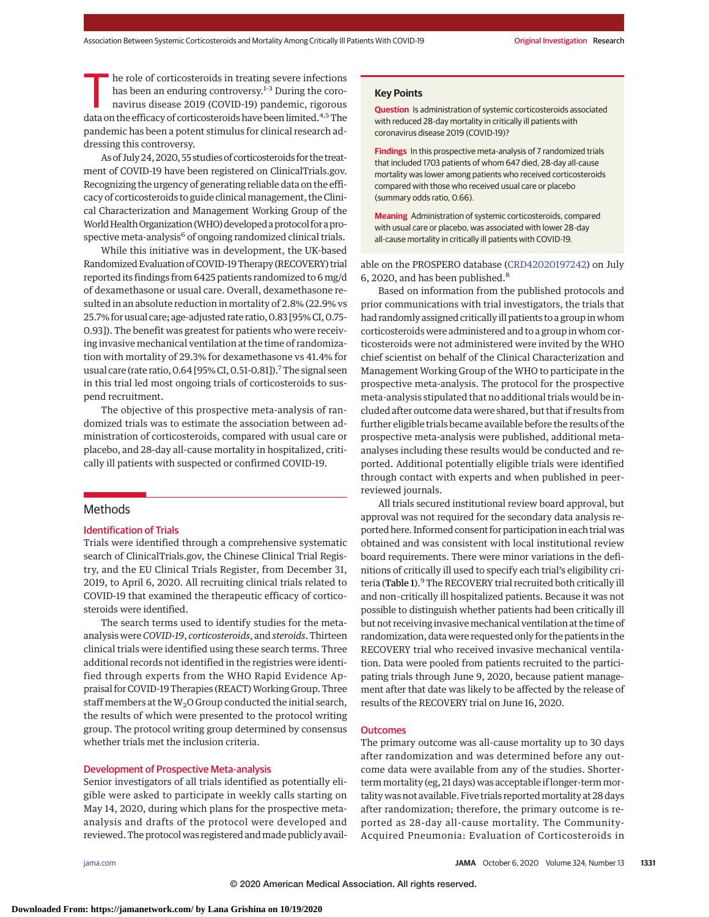The role of corticosteroids in treating severe infections has been an enduring controversy.[1-3] During the coronavirus disease 2019 (COVID-19) pandemic, rigorous data on the efficacy of corticosteroids have been limited.[4,5] The pandemic has been a potent stimulus for clinical research addressing this controversy.

As of July 24, 2020, 55 studies of corticosteroids for the treatment of COVID-19 have been registered on ClinicalTrials.gov. Recognizing the urgency of generating reliable data on the efficacy of corticosteroids to guide clinical management, the Clinical Characterization and Management Working Group of the World Health Organization (WHO) developed a protocol for a prospective meta-analysis[6] of ongoing randomized clinical trials.

While this initiative was in development, the UK-based Randomized Evaluation of COVID-19 Therapy (RECOVERY) trial reported its findings from 6425 patients randomized to 6 mg/d of dexamethasone or usual care. Overall, dexamethasone resulted in an absolute reduction in mortality of 2.8% (22.9% vs 25.7% for usual care; age-adjusted rate ratio, 0.83 [95% CI, 0.75-0.93]). The benefit was greatest for patients who were receiving invasive mechanical ventilation at the time of randomization with mortality of 29.3% for dexamethasone vs 41.4% for usual care (rate ratio, 0.64 [95% CI, 0.51-0.81]).[7] The signal seen in this trial led most ongoing trials of corticosteroids to suspend recruitment.

The objective of this prospective meta-analysis of randomized trials was to estimate the association between administration of corticosteroids, compared with usual care or placebo, and 28-day all-cause mortality in hospitalized, critically ill patients with suspected or confirmed COVID-19.

## Key Points

**Question** Is administration of systemic corticosteroids associated with reduced 28-day mortality in critically ill patients with coronavirus disease 2019 (COVID-19)?

**Findings** In this prospective meta-analysis of 7 randomized trials that included 1703 patients of whom 647 died, 28-day all-cause mortality was lower among patients who received corticosteroids compared with those who received usual care or placebo (summary odds ratio, 0.66).

**Meaning** Administration of systemic corticosteroids, compared with usual care or placebo, was associated with lower 28-day all-cause mortality in critically ill patients with COVID-19.

## Methods

### Identification of Trials

Trials were identified through a comprehensive systematic search of ClinicalTrials.gov, the Chinese Clinical Trial Registry, and the EU Clinical Trials Register, from December 31, 2019, to April 6, 2020. All recruiting clinical trials related to COVID-19 that examined the therapeutic efficacy of corticosteroids were identified.

The search terms used to identify studies for the meta-analysis were *COVID-19*, *corticosteroids*, and *steroids*. Thirteen clinical trials were identified using these search terms. Three additional records not identified in the registries were identified through experts from the WHO Rapid Evidence Appraisal for COVID-19 Therapies (REACT) Working Group. Three staff members at the $W_2O$ Group conducted the initial search, the results of which were presented to the protocol writing group. The protocol writing group determined by consensus whether trials met the inclusion criteria.

### Development of Prospective Meta-analysis

Senior investigators of all trials identified as potentially eligible were asked to participate in weekly calls starting on May 14, 2020, during which plans for the prospective meta-analysis and drafts of the protocol were developed and reviewed. The protocol was registered and made publicly available on the PROSPERO database (CRD42020197242) on July 6, 2020, and has been published.[8]

Based on information from the published protocols and prior communications with trial investigators, the trials that had randomly assigned critically ill patients to a group in whom corticosteroids were administered and to a group in whom corticosteroids were not administered were invited by the WHO chief scientist on behalf of the Clinical Characterization and Management Working Group of the WHO to participate in the prospective meta-analysis. The protocol for the prospective meta-analysis stipulated that no additional trials would be included after outcome data were shared, but that if results from further eligible trials became available before the results of the prospective meta-analysis were published, additional meta-analyses including these results would be conducted and reported. Additional potentially eligible trials were identified through contact with experts and when published in peer-reviewed journals.

All trials secured institutional review board approval, but approval was not required for the secondary data analysis reported here. Informed consent for participation in each trial was obtained and was consistent with local institutional review board requirements. There were minor variations in the definitions of critically ill used to specify each trial's eligibility criteria (**Table 1**).[9] The RECOVERY trial recruited both critically ill and non–critically ill hospitalized patients. Because it was not possible to distinguish whether patients had been critically ill but not receiving invasive mechanical ventilation at the time of randomization, data were requested only for the patients in the RECOVERY trial who received invasive mechanical ventilation. Data were pooled from patients recruited to the participating trials through June 9, 2020, because patient management after that date was likely to be affected by the release of results of the RECOVERY trial on June 16, 2020.

### Outcomes

The primary outcome was all-cause mortality up to 30 days after randomization and was determined before any outcome data were available from any of the studies. Shorter-term mortality (eg, 21 days) was acceptable if longer-term mortality was not available. Five trials reported mortality at 28 days after randomization; therefore, the primary outcome is reported as 28-day all-cause mortality. The Community-Acquired Pneumonia: Evaluation of Corticosteroids in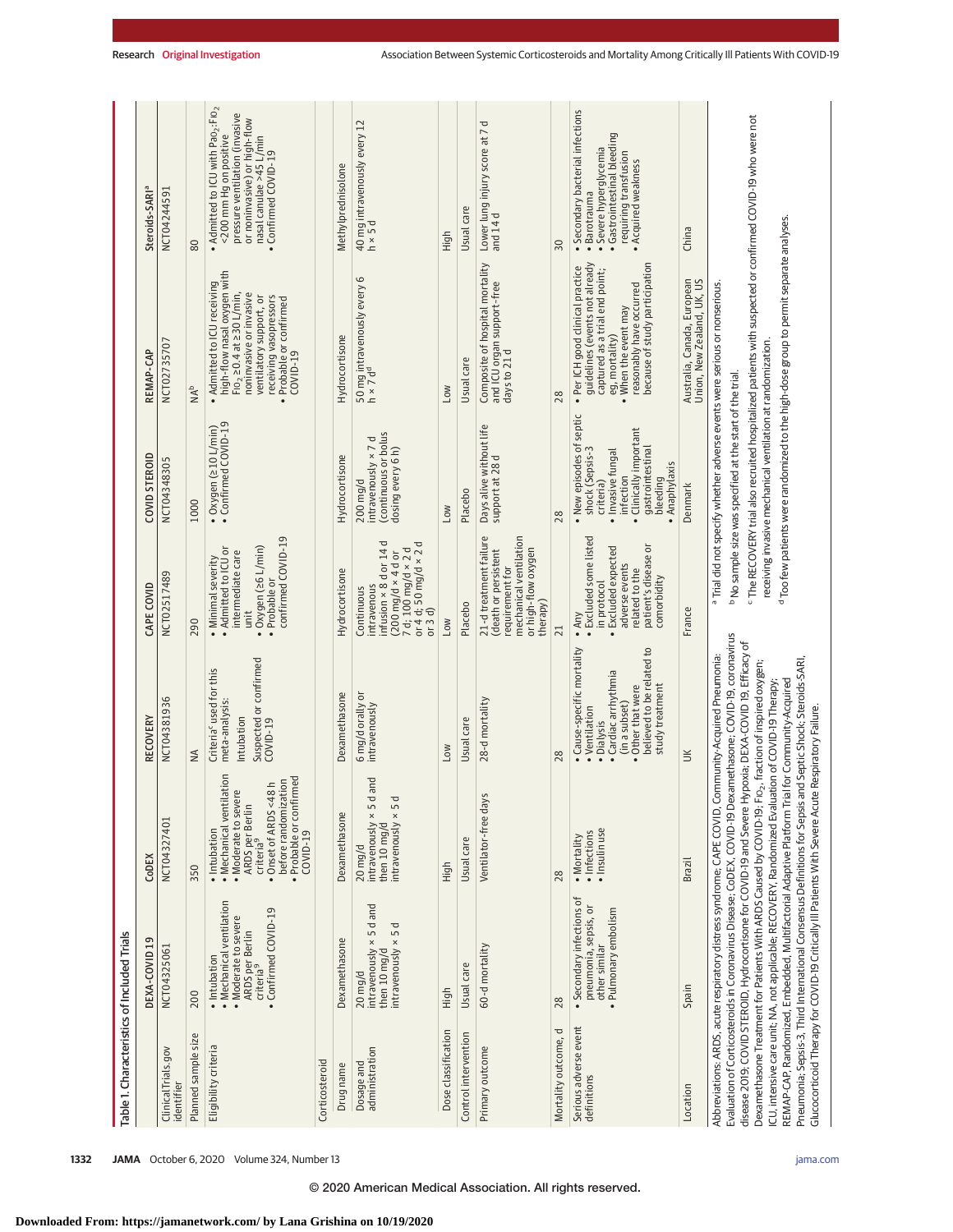Table 1. Characteristics of Included Trials

| | DEXA-COVID 19 | CoDEX | RECOVERY | CAPE COVID | COVID STEROID | REMAP-CAP | Steroids-SARI[a] |
|---|---|---|---|---|---|---|---|
| ClinicalTrials.gov identifier | NCT04325061 | NCT04327401 | NCT04381936 | NCT02517489 | NCT04348305 | NCT02735707 | NCT04244591 |
| Planned sample size | 200 | 350 | NA | 290 | 1000 | NA[b] | 80 |
| Eligibility criteria | • Intubation • Mechanical ventilation • Moderate to severe ARDS per Berlin criteria[9] • Confirmed COVID-19 | • Intubation • Mechanical ventilation • Moderate to severe ARDS per Berlin criteria[9] • Onset of ARDS <48 h before randomization • Probable or confirmed COVID-19 | Criteria[c] used for this meta-analysis: Intubation Suspected or confirmed COVID-19 | • Minimal severity • Admitted to ICU or intermediate care unit • Oxygen (≥6 L/min) • Probable or confirmed COVID-19 | • Oxygen (≥10 L/min) • Confirmed COVID-19 | • Admitted to ICU receiving high-flow nasal oxygen with $FiO_2$ ≥0.4 at ≥30 L/min, noninvasive or invasive ventilatory support, or receiving vasopressors • Probable or confirmed COVID-19 | • Admitted to ICU with $PaO_2$:$FiO_2$ <200 mm Hg on positive pressure ventilation (invasive or noninvasive) or high-flow nasal canulae >45 L/min • Confirmed COVID-19 |
| Corticosteroid | | | | | | | |
| Drug name | Dexamethasone | Dexamethasone | Dexamethasone | Hydrocortisone | Hydrocortisone | Hydrocortisone | Methylprednisolone |
| Dosage and administration | 20 mg/d intravenously × 5 d and then 10 mg/d intravenously × 5 d | 20 mg/d intravenously × 5 d and then 10 mg/d intravenously × 5 d | 6 mg/d orally or intravenously | Continuous intravenous infusion × 8 d or 14 d (200 mg/d × 4 d or 7 d; 100 mg/d × 2 d or 4 d; 50 mg/d × 2 d or 3 d) | 200 mg/d intravenously × 7 d (continuous or bolus dosing every 6 h) | 50 mg intravenously every 6 h × 7 d[d] | 40 mg intravenously every 12 h × 5 d |
| Dose classification | High | High | Low | Low | Low | Low | High |
| Control intervention | Usual care | Usual care | Usual care | Placebo | Placebo | Usual care | Usual care |
| Primary outcome | 60-d mortality | Ventilator-free days | 28-d mortality | 21-d treatment failure (death or persistent requirement for mechanical ventilation or high-flow oxygen therapy) | Days alive without life support at 28 d | Composite of hospital mortality and ICU organ support–free days to 21 d | Lower lung injury score at 7 d and 14 d |
| Mortality outcome, d | 28 | 28 | 28 | 21 | 28 | 28 | 30 |
| Serious adverse event definitions | • Secondary infections of pneumonia, sepsis, or other similar • Pulmonary embolism | • Mortality • Infections • Insulin use | • Cause-specific mortality • Ventilation • Dialysis • Cardiac arrhythmia (in a subset) • Other that were believed to be related to study treatment | • Any • Excluded some listed in protocol • Excluded expected adverse events related to the patient's disease or comorbidity | • New episodes of septic shock (Sepsis-3 criteria) • Invasive fungal infection • Clinically important gastrointestinal bleeding • Anaphylaxis | • Per ICH good clinical practice guidelines (events not already captured as a trial end point; eg, mortality) • When the event may reasonably have occurred because of study participation | • Secondary bacterial infections • Barotrauma • Severe hyperglycemia • Gastrointestinal bleeding requiring transfusion • Acquired weakness |
| Location | Spain | Brazil | UK | France | Denmark | Australia, Canada, European Union, New Zealand, UK, US | China |

Abbreviations: ARDS, acute respiratory distress syndrome; CAPE COVID, Community-Acquired Pneumonia: Evaluation of Corticosteroids in Coronavirus Disease; CoDEX, COVID-19 Dexamethasone; COVID-19, coronavirus disease 2019; COVID STEROID, Hydrocortisone for COVID-19 and Severe Hypoxia; DEXA-COVID 19, Efficacy of Dexamethasone Treatment for Patients With ARDS Caused by COVID-19; $FiO_2$, fraction of inspired oxygen; ICU, intensive care unit; NA, not applicable; RECOVERY, Randomized Evaluation of COVID-19 Therapy; REMAP-CAP, Randomized, Embedded, Multifactorial Adaptive Platform Trial for Community-Acquired Pneumonia; Sepsis-3, Third International Consensus Definitions for Sepsis and Septic Shock; Steroids-SARI, Glucocorticoid Therapy for COVID-19 Critically Ill Patients With Severe Acute Respiratory Failure.

[a] Trial did not specify whether adverse events were serious or nonserious.

[b] No sample size was specified at the start of the trial.

[c] The RECOVERY trial also recruited hospitalized patients with suspected or confirmed COVID-19 who were not receiving invasive mechanical ventilation at randomization.

[d] Too few patients were randomized to the high-dose group to permit separate analyses.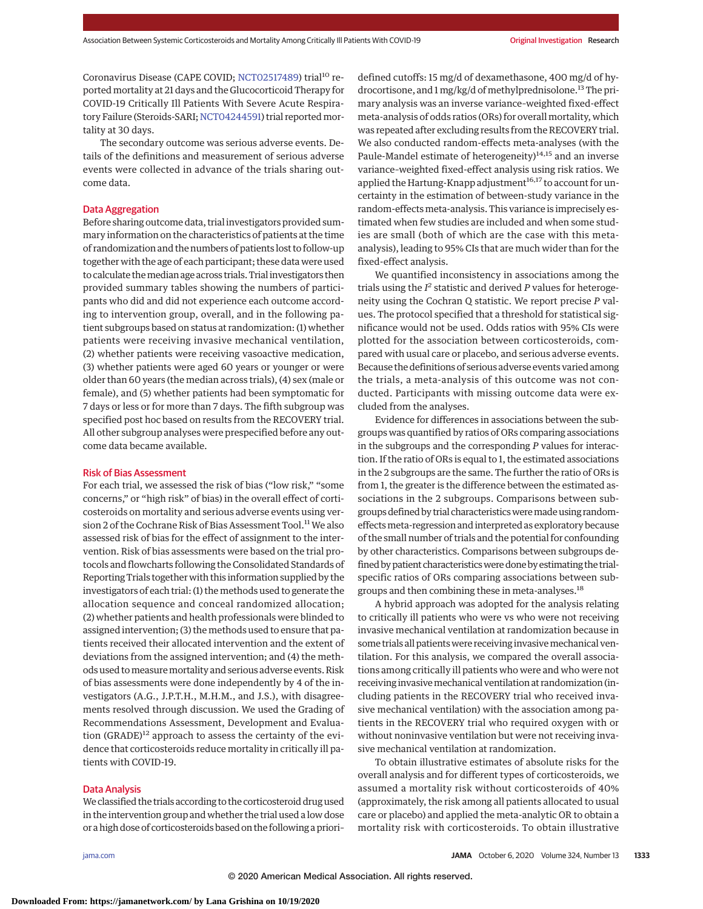Coronavirus Disease (CAPE COVID; NCT02517489) trial[10] reported mortality at 21 days and the Glucocorticoid Therapy for COVID-19 Critically Ill Patients With Severe Acute Respiratory Failure (Steroids-SARI; NCT04244591) trial reported mortality at 30 days.

The secondary outcome was serious adverse events. Details of the definitions and measurement of serious adverse events were collected in advance of the trials sharing outcome data.

## Data Aggregation

Before sharing outcome data, trial investigators provided summary information on the characteristics of patients at the time of randomization and the numbers of patients lost to follow-up together with the age of each participant; these data were used to calculate the median age across trials. Trial investigators then provided summary tables showing the numbers of participants who did and did not experience each outcome according to intervention group, overall, and in the following patient subgroups based on status at randomization: (1) whether patients were receiving invasive mechanical ventilation, (2) whether patients were receiving vasoactive medication, (3) whether patients were aged 60 years or younger or were older than 60 years (the median across trials), (4) sex (male or female), and (5) whether patients had been symptomatic for 7 days or less or for more than 7 days. The fifth subgroup was specified post hoc based on results from the RECOVERY trial. All other subgroup analyses were prespecified before any outcome data became available.

## Risk of Bias Assessment

For each trial, we assessed the risk of bias ("low risk," "some concerns," or "high risk" of bias) in the overall effect of corticosteroids on mortality and serious adverse events using version 2 of the Cochrane Risk of Bias Assessment Tool.[11] We also assessed risk of bias for the effect of assignment to the intervention. Risk of bias assessments were based on the trial protocols and flowcharts following the Consolidated Standards of Reporting Trials together with this information supplied by the investigators of each trial: (1) the methods used to generate the allocation sequence and conceal randomized allocation; (2) whether patients and health professionals were blinded to assigned intervention; (3) the methods used to ensure that patients received their allocated intervention and the extent of deviations from the assigned intervention; and (4) the methods used to measure mortality and serious adverse events. Risk of bias assessments were done independently by 4 of the investigators (A.G., J.P.T.H., M.H.M., and J.S.), with disagreements resolved through discussion. We used the Grading of Recommendations Assessment, Development and Evaluation (GRADE)[12] approach to assess the certainty of the evidence that corticosteroids reduce mortality in critically ill patients with COVID-19.

## Data Analysis

We classified the trials according to the corticosteroid drug used in the intervention group and whether the trial used a low dose or a high dose of corticosteroids based on the following a priori–defined cutoffs: 15 mg/d of dexamethasone, 400 mg/d of hydrocortisone, and 1 mg/kg/d of methylprednisolone.[13] The primary analysis was an inverse variance–weighted fixed-effect meta-analysis of odds ratios (ORs) for overall mortality, which was repeated after excluding results from the RECOVERY trial. We also conducted random-effects meta-analyses (with the Paule-Mandel estimate of heterogeneity)[14,15] and an inverse variance–weighted fixed-effect analysis using risk ratios. We applied the Hartung-Knapp adjustment[16,17] to account for uncertainty in the estimation of between-study variance in the random-effects meta-analysis. This variance is imprecisely estimated when few studies are included and when some studies are small (both of which are the case with this meta-analysis), leading to 95% CIs that are much wider than for the fixed-effect analysis.

We quantified inconsistency in associations among the trials using the $I^2$ statistic and derived *P* values for heterogeneity using the Cochran Q statistic. We report precise *P* values. The protocol specified that a threshold for statistical significance would not be used. Odds ratios with 95% CIs were plotted for the association between corticosteroids, compared with usual care or placebo, and serious adverse events. Because the definitions of serious adverse events varied among the trials, a meta-analysis of this outcome was not conducted. Participants with missing outcome data were excluded from the analyses.

Evidence for differences in associations between the subgroups was quantified by ratios of ORs comparing associations in the subgroups and the corresponding *P* values for interaction. If the ratio of ORs is equal to 1, the estimated associations in the 2 subgroups are the same. The further the ratio of ORs is from 1, the greater is the difference between the estimated associations in the 2 subgroups. Comparisons between subgroups defined by trial characteristics were made using random-effects meta-regression and interpreted as exploratory because of the small number of trials and the potential for confounding by other characteristics. Comparisons between subgroups defined by patient characteristics were done by estimating the trial-specific ratios of ORs comparing associations between subgroups and then combining these in meta-analyses.[18]

A hybrid approach was adopted for the analysis relating to critically ill patients who were vs who were not receiving invasive mechanical ventilation at randomization because in some trials all patients were receiving invasive mechanical ventilation. For this analysis, we compared the overall associations among critically ill patients who were and who were not receiving invasive mechanical ventilation at randomization (including patients in the RECOVERY trial who received invasive mechanical ventilation) with the association among patients in the RECOVERY trial who required oxygen with or without noninvasive ventilation but were not receiving invasive mechanical ventilation at randomization.

To obtain illustrative estimates of absolute risks for the overall analysis and for different types of corticosteroids, we assumed a mortality risk without corticosteroids of 40% (approximately, the risk among all patients allocated to usual care or placebo) and applied the meta-analytic OR to obtain a mortality risk with corticosteroids. To obtain illustrative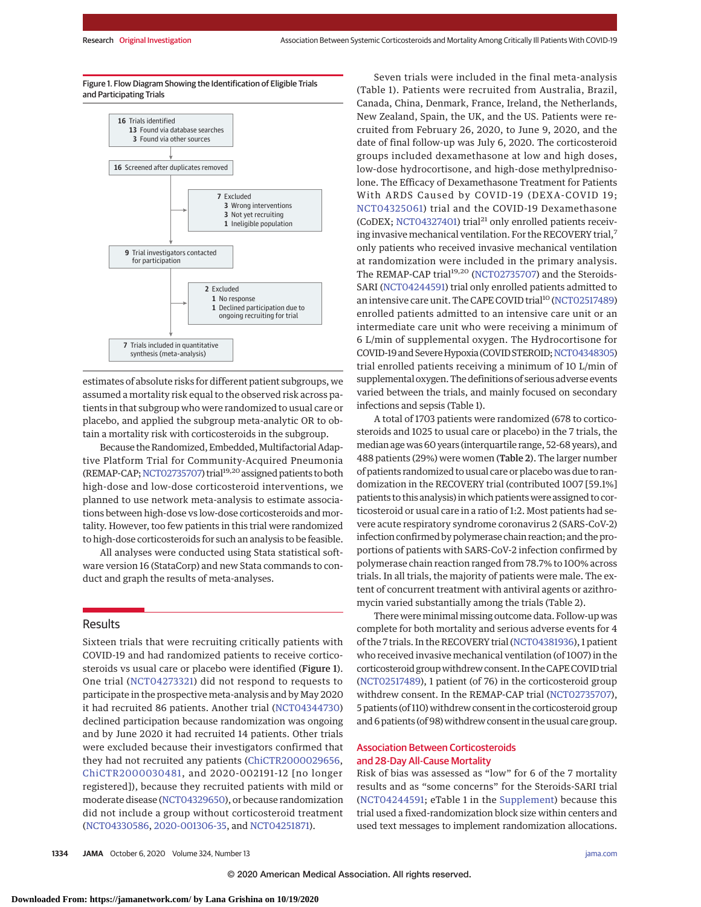Figure 1. Flow Diagram Showing the Identification of Eligible Trials and Participating Trials

- **16** Trials identified
  - **13** Found via database searches
  - **3** Found via other sources
- **16** Screened after duplicates removed
- **7** Excluded
  - **3** Wrong interventions
  - **3** Not yet recruiting
  - **1** Ineligible population
- **9** Trial investigators contacted for participation
- **2** Excluded
  - **1** No response
  - **1** Declined participation due to ongoing recruiting for trial
- **7** Trials included in quantitative synthesis (meta-analysis)

estimates of absolute risks for different patient subgroups, we assumed a mortality risk equal to the observed risk across patients in that subgroup who were randomized to usual care or placebo, and applied the subgroup meta-analytic OR to obtain a mortality risk with corticosteroids in the subgroup.

Because the Randomized, Embedded, Multifactorial Adaptive Platform Trial for Community-Acquired Pneumonia (REMAP-CAP; NCT02735707) trial[19,20] assigned patients to both high-dose and low-dose corticosteroid interventions, we planned to use network meta-analysis to estimate associations between high-dose vs low-dose corticosteroids and mortality. However, too few patients in this trial were randomized to high-dose corticosteroids for such an analysis to be feasible.

All analyses were conducted using Stata statistical software version 16 (StataCorp) and new Stata commands to conduct and graph the results of meta-analyses.

## Results

Sixteen trials that were recruiting critically patients with COVID-19 and had randomized patients to receive corticosteroids vs usual care or placebo were identified (**Figure 1**). One trial (NCT04273321) did not respond to requests to participate in the prospective meta-analysis and by May 2020 it had recruited 86 patients. Another trial (NCT04344730) declined participation because randomization was ongoing and by June 2020 it had recruited 14 patients. Other trials were excluded because their investigators confirmed that they had not recruited any patients (ChiCTR2000029656, ChiCTR2000030481, and 2020-002191-12 [no longer registered]), because they recruited patients with mild or moderate disease (NCT04329650), or because randomization did not include a group without corticosteroid treatment (NCT04330586, 2020-001306-35, and NCT04251871).

Seven trials were included in the final meta-analysis (Table 1). Patients were recruited from Australia, Brazil, Canada, China, Denmark, France, Ireland, the Netherlands, New Zealand, Spain, the UK, and the US. Patients were recruited from February 26, 2020, to June 9, 2020, and the date of final follow-up was July 6, 2020. The corticosteroid groups included dexamethasone at low and high doses, low-dose hydrocortisone, and high-dose methylprednisolone. The Efficacy of Dexamethasone Treatment for Patients With ARDS Caused by COVID-19 (DEXA-COVID 19; NCT04325061) trial and the COVID-19 Dexamethasone (CoDEX; NCT04327401) trial[21] only enrolled patients receiving invasive mechanical ventilation. For the RECOVERY trial,[7] only patients who received invasive mechanical ventilation at randomization were included in the primary analysis. The REMAP-CAP trial[19,20] (NCT02735707) and the Steroids-SARI (NCT04244591) trial only enrolled patients admitted to an intensive care unit. The CAPE COVID trial[10] (NCT02517489) enrolled patients admitted to an intensive care unit or an intermediate care unit who were receiving a minimum of 6 L/min of supplemental oxygen. The Hydrocortisone for COVID-19 and Severe Hypoxia (COVID STEROID; NCT04348305) trial enrolled patients receiving a minimum of 10 L/min of supplemental oxygen. The definitions of serious adverse events varied between the trials, and mainly focused on secondary infections and sepsis (Table 1).

A total of 1703 patients were randomized (678 to corticosteroids and 1025 to usual care or placebo) in the 7 trials, the median age was 60 years (interquartile range, 52-68 years), and 488 patients (29%) were women (**Table 2**). The larger number of patients randomized to usual care or placebo was due to randomization in the RECOVERY trial (contributed 1007 [59.1%] patients to this analysis) in which patients were assigned to corticosteroid or usual care in a ratio of 1:2. Most patients had severe acute respiratory syndrome coronavirus 2 (SARS-CoV-2) infection confirmed by polymerase chain reaction; and the proportions of patients with SARS-CoV-2 infection confirmed by polymerase chain reaction ranged from 78.7% to 100% across trials. In all trials, the majority of patients were male. The extent of concurrent treatment with antiviral agents or azithromycin varied substantially among the trials (Table 2).

There were minimal missing outcome data. Follow-up was complete for both mortality and serious adverse events for 4 of the 7 trials. In the RECOVERY trial (NCT04381936), 1 patient who received invasive mechanical ventilation (of 1007) in the corticosteroid group withdrew consent. In the CAPE COVID trial (NCT02517489), 1 patient (of 76) in the corticosteroid group withdrew consent. In the REMAP-CAP trial (NCT02735707), 5 patients (of 110) withdrew consent in the corticosteroid group and 6 patients (of 98) withdrew consent in the usual care group.

### Association Between Corticosteroids and 28-Day All-Cause Mortality

Risk of bias was assessed as "low" for 6 of the 7 mortality results and as "some concerns" for the Steroids-SARI trial (NCT04244591; eTable 1 in the Supplement) because this trial used a fixed-randomization block size within centers and used text messages to implement randomization allocations.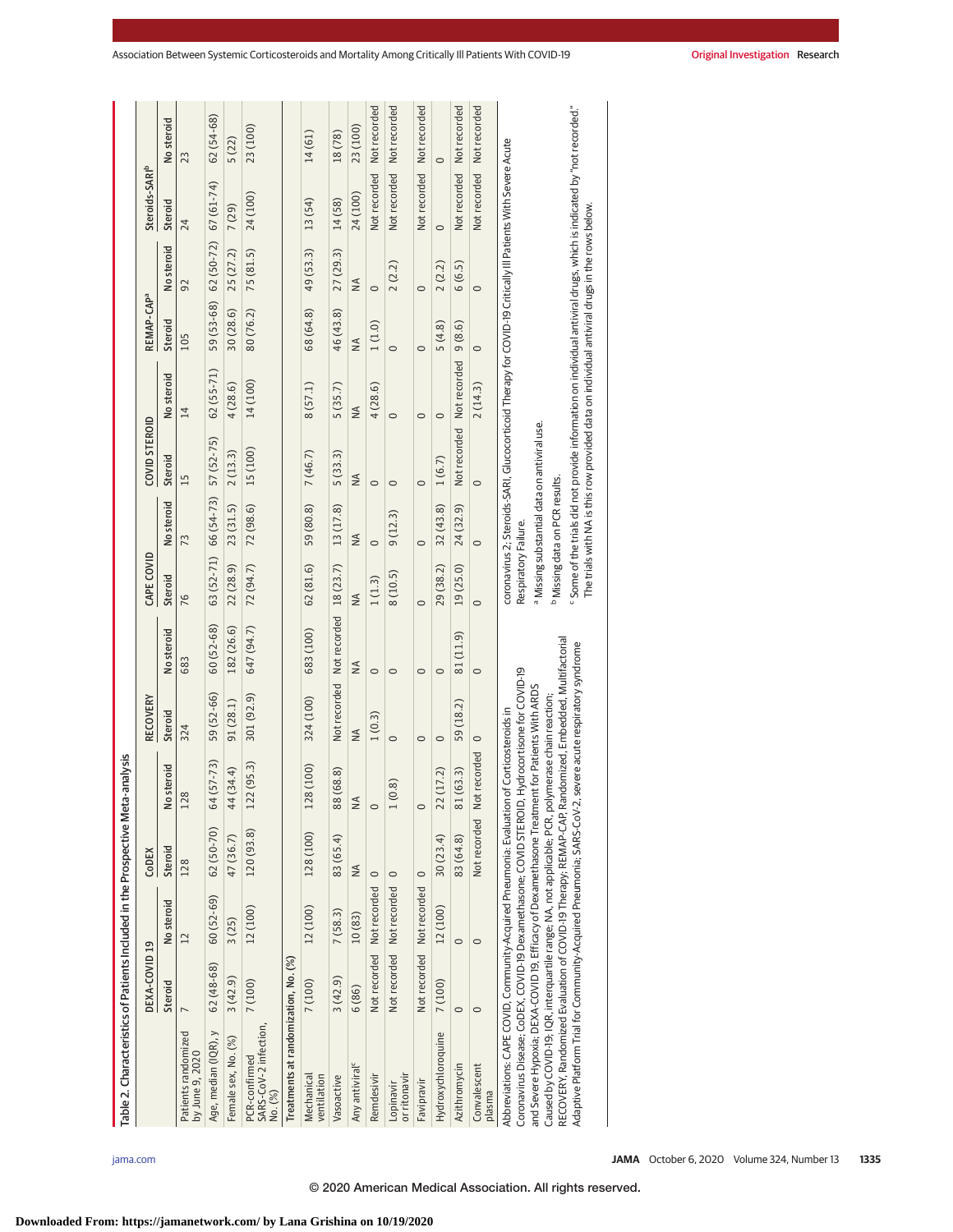Table 2. Characteristics of Patients Included in the Prospective Meta-analysis

| | DEXA-COVID 19 | | CoDEX | | RECOVERY | | CAPE COVID | | COVID STEROID | | REMAP-CAP[a] | | Steroids-SARI[b] | |
|---|---|---|---|---|---|---|---|---|---|---|---|---|---|---|
| | Steroid | No steroid | Steroid | No steroid | Steroid | No steroid | Steroid | No steroid | Steroid | No steroid | Steroid | No steroid | Steroid | No steroid |
| Patients randomized by June 9, 2020 | 7 | 12 | 128 | 128 | 324 | 683 | 76 | 73 | 15 | 14 | 105 | 92 | 24 | 23 |
| Age, median (IQR), y | 62 (48-68) | 60 (52-69) | 62 (50-70) | 64 (57-73) | 59 (52-66) | 60 (52-68) | 63 (52-71) | 66 (54-73) | 57 (52-75) | 62 (55-71) | 59 (53-68) | 62 (50-72) | 67 (61-74) | 62 (54-68) |
| Female sex, No. (%) | 3 (42.9) | 3 (25) | 47 (36.7) | 44 (34.4) | 91 (28.1) | 182 (26.6) | 22 (28.9) | 23 (31.5) | 2 (13.3) | 4 (28.6) | 30 (28.6) | 25 (27.2) | 7 (29) | 5 (22) |
| PCR-confirmed SARS-CoV-2 infection, No. (%) | 7 (100) | 12 (100) | 120 (93.8) | 122 (95.3) | 301 (92.9) | 647 (94.7) | 72 (94.7) | 72 (98.6) | 15 (100) | 14 (100) | 80 (76.2) | 75 (81.5) | 24 (100) | 23 (100) |
| **Treatments at randomization, No. (%)** | | | | | | | | | | | | | | |
| Mechanical ventilation | 7 (100) | 12 (100) | 128 (100) | 128 (100) | 324 (100) | 683 (100) | 62 (81.6) | 59 (80.8) | 7 (46.7) | 8 (57.1) | 68 (64.8) | 49 (53.3) | 13 (54) | 14 (61) |
| Vasoactive | 3 (42.9) | 7 (58.3) | 83 (65.4) | 88 (68.8) | Not recorded | Not recorded | 18 (23.7) | 13 (17.8) | 5 (33.3) | 5 (35.7) | 46 (43.8) | 27 (29.3) | 14 (58) | 18 (78) |
| Any antiviral[c] | 6 (86) | 10 (83) | NA | NA | NA | NA | NA | NA | NA | NA | NA | NA | 24 (100) | 23 (100) |
| Remdesivir | Not recorded | Not recorded | 0 | 0 | 1 (0.3) | 0 | 1 (1.3) | 0 | 0 | 4 (28.6) | 1 (1.0) | 0 | Not recorded | Not recorded |
| Lopinavir or ritonavir | Not recorded | Not recorded | 0 | 1 (0.8) | 0 | 0 | 8 (10.5) | 9 (12.3) | 0 | 0 | 0 | 2 (2.2) | Not recorded | Not recorded |
| Favipravir | Not recorded | Not recorded | 0 | 0 | 0 | 0 | 0 | 0 | 0 | 0 | 0 | 0 | Not recorded | Not recorded |
| Hydroxychloroquine | 7 (100) | 12 (100) | 30 (23.4) | 22 (17.2) | 0 | 0 | 29 (38.2) | 32 (43.8) | 1 (6.7) | 0 | 5 (4.8) | 2 (2.2) | 0 | 0 |
| Azithromycin | 0 | 0 | 83 (64.8) | 81 (63.3) | 59 (18.2) | 81 (11.9) | 19 (25.0) | 24 (32.9) | Not recorded | Not recorded | 9 (8.6) | 6 (6.5) | Not recorded | Not recorded |
| Convalescent plasma | 0 | 0 | Not recorded | Not recorded | 0 | 0 | 0 | 0 | 0 | 2 (14.3) | 0 | 0 | Not recorded | Not recorded |

Abbreviations: CAPE COVID, Community-Acquired Pneumonia: Evaluation of Corticosteroids in Coronavirus Disease; CoDEX, COVID-19 Dexamethasone; COVID STEROID, Hydrocortisone for COVID-19 and Severe Hypoxia; DEXA-COVID 19, Efficacy of Dexamethasone Treatment for Patients With ARDS Caused by COVID-19; IQR, interquartile range; NA, not applicable; PCR, polymerase chain reaction; RECOVERY, Randomized Evaluation of COVID-19 Therapy; REMAP-CAP, Randomized, Embedded, Multifactorial Adaptive Platform Trial for Community-Acquired Pneumonia; SARS-CoV-2, severe acute respiratory syndrome coronavirus 2; Steroids-SARI, Glucocorticoid Therapy for COVID-19 Critically Ill Patients With Severe Acute Respiratory Failure.

[a] Missing substantial data on antiviral use.

[b] Missing data on PCR results.

[c] Some of the trials did not provide information on individual antiviral drugs, which is indicated by "not recorded." The trials with NA is this row provided data on individual antiviral drugs in the rows below.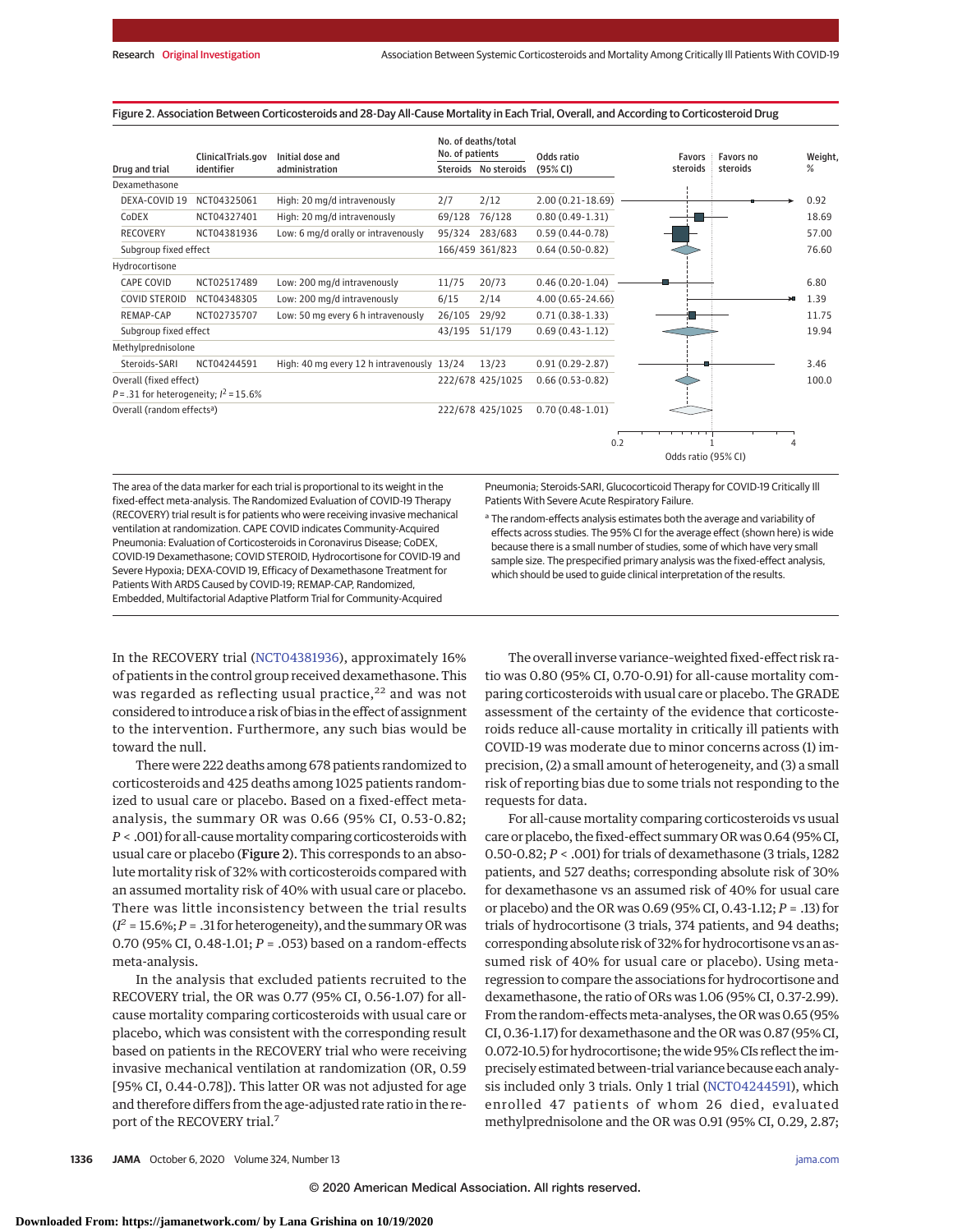Figure 2. Association Between Corticosteroids and 28-Day All-Cause Mortality in Each Trial, Overall, and According to Corticosteroid Drug

| Drug and trial | ClinicalTrials.gov identifier | Initial dose and administration | No. of deaths/total No. of patients: Steroids | No. of deaths/total No. of patients: No steroids | Odds ratio (95% CI) | Weight, % |
|---|---|---|---|---|---|---|
| **Dexamethasone** | | | | | | |
| DEXA-COVID 19 | NCT04325061 | High: 20 mg/d intravenously | 2/7 | 2/12 | 2.00 (0.21-18.69) | 0.92 |
| CoDEX | NCT04327401 | High: 20 mg/d intravenously | 69/128 | 76/128 | 0.80 (0.49-1.31) | 18.69 |
| RECOVERY | NCT04381936 | Low: 6 mg/d orally or intravenously | 95/324 | 283/683 | 0.59 (0.44-0.78) | 57.00 |
| Subgroup fixed effect | | | 166/459 | 361/823 | 0.64 (0.50-0.82) | 76.60 |
| **Hydrocortisone** | | | | | | |
| CAPE COVID | NCT02517489 | Low: 200 mg/d intravenously | 11/75 | 20/73 | 0.46 (0.20-1.04) | 6.80 |
| COVID STEROID | NCT04348305 | Low: 200 mg/d intravenously | 6/15 | 2/14 | 4.00 (0.65-24.66) | 1.39 |
| REMAP-CAP | NCT02735707 | Low: 50 mg every 6 h intravenously | 26/105 | 29/92 | 0.71 (0.38-1.33) | 11.75 |
| Subgroup fixed effect | | | 43/195 | 51/179 | 0.69 (0.43-1.12) | 19.94 |
| **Methylprednisolone** | | | | | | |
| Steroids-SARI | NCT04244591 | High: 40 mg every 12 h intravenously | 13/24 | 13/23 | 0.91 (0.29-2.87) | 3.46 |
| Overall (fixed effect) $P = .31$ for heterogeneity; $I^2 = 15.6\%$ | | | 222/678 | 425/1025 | 0.66 (0.53-0.82) | 100.0 |
| Overall (random effects[a]) | | | 222/678 | 425/1025 | 0.70 (0.48-1.01) | |

The area of the data marker for each trial is proportional to its weight in the fixed-effect meta-analysis. The Randomized Evaluation of COVID-19 Therapy (RECOVERY) trial result is for patients who were receiving invasive mechanical ventilation at randomization. CAPE COVID indicates Community-Acquired Pneumonia: Evaluation of Corticosteroids in Coronavirus Disease; CoDEX, COVID-19 Dexamethasone; COVID STEROID, Hydrocortisone for COVID-19 and Severe Hypoxia; DEXA-COVID 19, Efficacy of Dexamethasone Treatment for Patients With ARDS Caused by COVID-19; REMAP-CAP, Randomized, Embedded, Multifactorial Adaptive Platform Trial for Community-Acquired Pneumonia; Steroids-SARI, Glucocorticoid Therapy for COVID-19 Critically Ill Patients With Severe Acute Respiratory Failure.

[a] The random-effects analysis estimates both the average and variability of effects across studies. The 95% CI for the average effect (shown here) is wide because there is a small number of studies, some of which have very small sample size. The prespecified primary analysis was the fixed-effect analysis, which should be used to guide clinical interpretation of the results.

In the RECOVERY trial (NCT04381936), approximately 16% of patients in the control group received dexamethasone. This was regarded as reflecting usual practice,[22] and was not considered to introduce a risk of bias in the effect of assignment to the intervention. Furthermore, any such bias would be toward the null.

There were 222 deaths among 678 patients randomized to corticosteroids and 425 deaths among 1025 patients randomized to usual care or placebo. Based on a fixed-effect meta-analysis, the summary OR was 0.66 (95% CI, 0.53-0.82; $P < .001$) for all-cause mortality comparing corticosteroids with usual care or placebo (Figure 2). This corresponds to an absolute mortality risk of 32% with corticosteroids compared with an assumed mortality risk of 40% with usual care or placebo. There was little inconsistency between the trial results ($I^2 = 15.6\%$; $P = .31$ for heterogeneity), and the summary OR was 0.70 (95% CI, 0.48-1.01; $P = .053$) based on a random-effects meta-analysis.

In the analysis that excluded patients recruited to the RECOVERY trial, the OR was 0.77 (95% CI, 0.56-1.07) for all-cause mortality comparing corticosteroids with usual care or placebo, which was consistent with the corresponding result based on patients in the RECOVERY trial who were receiving invasive mechanical ventilation at randomization (OR, 0.59 [95% CI, 0.44-0.78]). This latter OR was not adjusted for age and therefore differs from the age-adjusted rate ratio in the report of the RECOVERY trial.[7]

The overall inverse variance–weighted fixed-effect risk ratio was 0.80 (95% CI, 0.70-0.91) for all-cause mortality comparing corticosteroids with usual care or placebo. The GRADE assessment of the certainty of the evidence that corticosteroids reduce all-cause mortality in critically ill patients with COVID-19 was moderate due to minor concerns across (1) imprecision, (2) a small amount of heterogeneity, and (3) a small risk of reporting bias due to some trials not responding to the requests for data.

For all-cause mortality comparing corticosteroids vs usual care or placebo, the fixed-effect summary OR was 0.64 (95% CI, 0.50-0.82; $P < .001$) for trials of dexamethasone (3 trials, 1282 patients, and 527 deaths; corresponding absolute risk of 30% for dexamethasone vs an assumed risk of 40% for usual care or placebo) and the OR was 0.69 (95% CI, 0.43-1.12; $P = .13$) for trials of hydrocortisone (3 trials, 374 patients, and 94 deaths; corresponding absolute risk of 32% for hydrocortisone vs an assumed risk of 40% for usual care or placebo). Using meta-regression to compare the associations for hydrocortisone and dexamethasone, the ratio of ORs was 1.06 (95% CI, 0.37-2.99). From the random-effects meta-analyses, the OR was 0.65 (95% CI, 0.36-1.17) for dexamethasone and the OR was 0.87 (95% CI, 0.072-10.5) for hydrocortisone; the wide 95% CIs reflect the imprecisely estimated between-trial variance because each analysis included only 3 trials. Only 1 trial (NCT04244591), which enrolled 47 patients of whom 26 died, evaluated methylprednisolone and the OR was 0.91 (95% CI, 0.29, 2.87;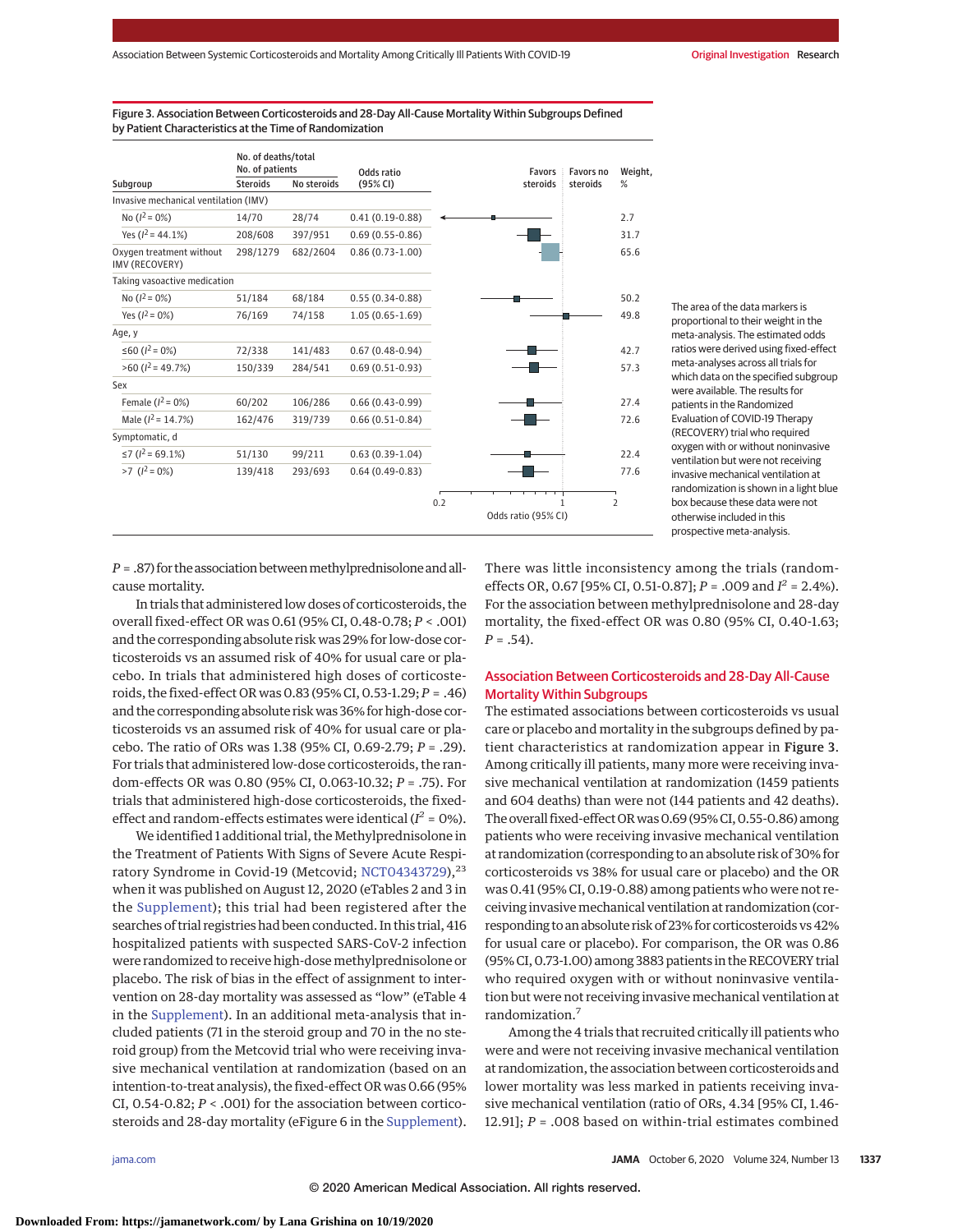Figure 3. Association Between Corticosteroids and 28-Day All-Cause Mortality Within Subgroups Defined by Patient Characteristics at the Time of Randomization

| Subgroup | No. of deaths/total No. of patients: Steroids | No. of deaths/total No. of patients: No steroids | Odds ratio (95% CI) | Weight, % |
|---|---|---|---|---|
| Invasive mechanical ventilation (IMV) | | | | |
| No ($I^2$ = 0%) | 14/70 | 28/74 | 0.41 (0.19-0.88) | 2.7 |
| Yes ($I^2$ = 44.1%) | 208/608 | 397/951 | 0.69 (0.55-0.86) | 31.7 |
| Oxygen treatment without IMV (RECOVERY) | 298/1279 | 682/2604 | 0.86 (0.73-1.00) | 65.6 |
| Taking vasoactive medication | | | | |
| No ($I^2$ = 0%) | 51/184 | 68/184 | 0.55 (0.34-0.88) | 50.2 |
| Yes ($I^2$ = 0%) | 76/169 | 74/158 | 1.05 (0.65-1.69) | 49.8 |
| Age, y | | | | |
| ≤60 ($I^2$ = 0%) | 72/338 | 141/483 | 0.67 (0.48-0.94) | 42.7 |
| >60 ($I^2$ = 49.7%) | 150/339 | 284/541 | 0.69 (0.51-0.93) | 57.3 |
| Sex | | | | |
| Female ($I^2$ = 0%) | 60/202 | 106/286 | 0.66 (0.43-0.99) | 27.4 |
| Male ($I^2$ = 14.7%) | 162/476 | 319/739 | 0.66 (0.51-0.84) | 72.6 |
| Symptomatic, d | | | | |
| ≤7 ($I^2$ = 69.1%) | 51/130 | 99/211 | 0.63 (0.39-1.04) | 22.4 |
| >7 ($I^2$ = 0%) | 139/418 | 293/693 | 0.64 (0.49-0.83) | 77.6 |

Odds ratio (95% CI) axis: 0.2, 1, 2; Favors steroids | Favors no steroids

The area of the data markers is proportional to their weight in the meta-analysis. The estimated odds ratios were derived using fixed-effect meta-analyses across all trials for which data on the specified subgroup were available. The results for patients in the Randomized Evaluation of COVID-19 Therapy (RECOVERY) trial who required oxygen with or without noninvasive ventilation but were not receiving invasive mechanical ventilation at randomization is shown in a light blue box because these data were not otherwise included in this prospective meta-analysis.

$P$ = .87) for the association between methylprednisolone and all-cause mortality.

In trials that administered low doses of corticosteroids, the overall fixed-effect OR was 0.61 (95% CI, 0.48-0.78; $P$ < .001) and the corresponding absolute risk was 29% for low-dose corticosteroids vs an assumed risk of 40% for usual care or placebo. In trials that administered high doses of corticosteroids, the fixed-effect OR was 0.83 (95% CI, 0.53-1.29; $P$ = .46) and the corresponding absolute risk was 36% for high-dose corticosteroids vs an assumed risk of 40% for usual care or placebo. The ratio of ORs was 1.38 (95% CI, 0.69-2.79; $P$ = .29). For trials that administered low-dose corticosteroids, the random-effects OR was 0.80 (95% CI, 0.063-10.32; $P$ = .75). For trials that administered high-dose corticosteroids, the fixed-effect and random-effects estimates were identical ($I^2$ = 0%).

We identified 1 additional trial, the Methylprednisolone in the Treatment of Patients With Signs of Severe Acute Respiratory Syndrome in Covid-19 (Metcovid; NCT04343729),[23] when it was published on August 12, 2020 (eTables 2 and 3 in the Supplement); this trial had been registered after the searches of trial registries had been conducted. In this trial, 416 hospitalized patients with suspected SARS-CoV-2 infection were randomized to receive high-dose methylprednisolone or placebo. The risk of bias in the effect of assignment to intervention on 28-day mortality was assessed as "low" (eTable 4 in the Supplement). In an additional meta-analysis that included patients (71 in the steroid group and 70 in the no steroid group) from the Metcovid trial who were receiving invasive mechanical ventilation at randomization (based on an intention-to-treat analysis), the fixed-effect OR was 0.66 (95% CI, 0.54-0.82; $P$ < .001) for the association between corticosteroids and 28-day mortality (eFigure 6 in the Supplement). There was little inconsistency among the trials (random-effects OR, 0.67 [95% CI, 0.51-0.87]; $P$ = .009 and $I^2$ = 2.4%). For the association between methylprednisolone and 28-day mortality, the fixed-effect OR was 0.80 (95% CI, 0.40-1.63; $P$ = .54).

## Association Between Corticosteroids and 28-Day All-Cause Mortality Within Subgroups

The estimated associations between corticosteroids vs usual care or placebo and mortality in the subgroups defined by patient characteristics at randomization appear in **Figure 3**. Among critically ill patients, many more were receiving invasive mechanical ventilation at randomization (1459 patients and 604 deaths) than were not (144 patients and 42 deaths). The overall fixed-effect OR was 0.69 (95% CI, 0.55-0.86) among patients who were receiving invasive mechanical ventilation at randomization (corresponding to an absolute risk of 30% for corticosteroids vs 38% for usual care or placebo) and the OR was 0.41 (95% CI, 0.19-0.88) among patients who were not receiving invasive mechanical ventilation at randomization (corresponding to an absolute risk of 23% for corticosteroids vs 42% for usual care or placebo). For comparison, the OR was 0.86 (95% CI, 0.73-1.00) among 3883 patients in the RECOVERY trial who required oxygen with or without noninvasive ventilation but were not receiving invasive mechanical ventilation at randomization.[7]

Among the 4 trials that recruited critically ill patients who were and were not receiving invasive mechanical ventilation at randomization, the association between corticosteroids and lower mortality was less marked in patients receiving invasive mechanical ventilation (ratio of ORs, 4.34 [95% CI, 1.46-12.91]; $P$ = .008 based on within-trial estimates combined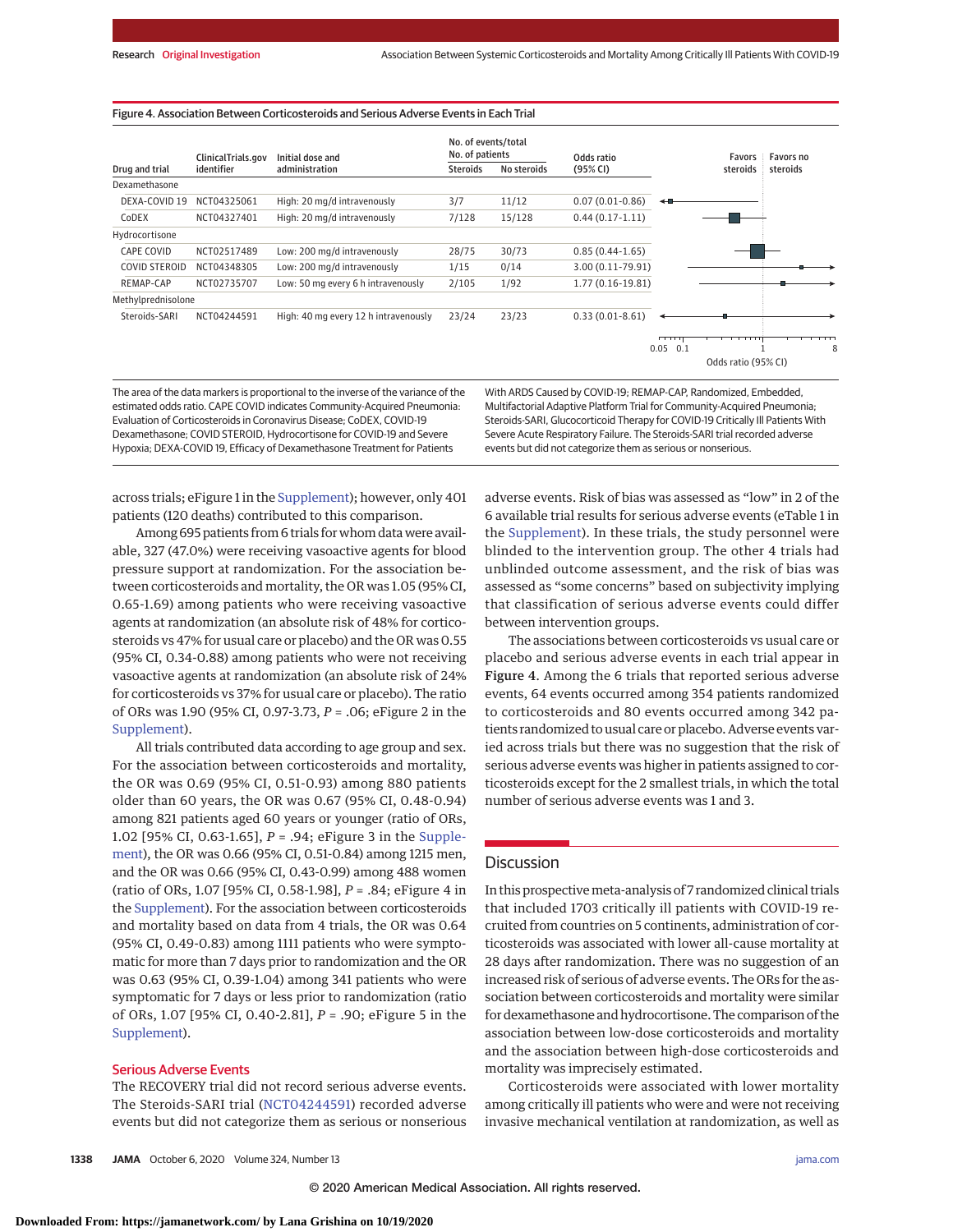Figure 4. Association Between Corticosteroids and Serious Adverse Events in Each Trial

| Drug and trial | ClinicalTrials.gov identifier | Initial dose and administration | No. of events/total No. of patients | | Odds ratio (95% CI) |
|---|---|---|---|---|---|
| | | | Steroids | No steroids | |
| Dexamethasone | | | | | |
| DEXA-COVID 19 | NCT04325061 | High: 20 mg/d intravenously | 3/7 | 11/12 | 0.07 (0.01-0.86) |
| CoDEX | NCT04327401 | High: 20 mg/d intravenously | 7/128 | 15/128 | 0.44 (0.17-1.11) |
| Hydrocortisone | | | | | |
| CAPE COVID | NCT02517489 | Low: 200 mg/d intravenously | 28/75 | 30/73 | 0.85 (0.44-1.65) |
| COVID STEROID | NCT04348305 | Low: 200 mg/d intravenously | 1/15 | 0/14 | 3.00 (0.11-79.91) |
| REMAP-CAP | NCT02735707 | Low: 50 mg every 6 h intravenously | 2/105 | 1/92 | 1.77 (0.16-19.81) |
| Methylprednisolone | | | | | |
| Steroids-SARI | NCT04244591 | High: 40 mg every 12 h intravenously | 23/24 | 23/23 | 0.33 (0.01-8.61) |

The area of the data markers is proportional to the inverse of the variance of the estimated odds ratio. CAPE COVID indicates Community-Acquired Pneumonia: Evaluation of Corticosteroids in Coronavirus Disease; CoDEX, COVID-19 Dexamethasone; COVID STEROID, Hydrocortisone for COVID-19 and Severe Hypoxia; DEXA-COVID 19, Efficacy of Dexamethasone Treatment for Patients With ARDS Caused by COVID-19; REMAP-CAP, Randomized, Embedded, Multifactorial Adaptive Platform Trial for Community-Acquired Pneumonia; Steroids-SARI, Glucocorticoid Therapy for COVID-19 Critically Ill Patients With Severe Acute Respiratory Failure. The Steroids-SARI trial recorded adverse events but did not categorize them as serious or nonserious.

across trials; eFigure 1 in the Supplement); however, only 401 patients (120 deaths) contributed to this comparison.

Among 695 patients from 6 trials for whom data were available, 327 (47.0%) were receiving vasoactive agents for blood pressure support at randomization. For the association between corticosteroids and mortality, the OR was 1.05 (95% CI, 0.65-1.69) among patients who were receiving vasoactive agents at randomization (an absolute risk of 48% for corticosteroids vs 47% for usual care or placebo) and the OR was 0.55 (95% CI, 0.34-0.88) among patients who were not receiving vasoactive agents at randomization (an absolute risk of 24% for corticosteroids vs 37% for usual care or placebo). The ratio of ORs was 1.90 (95% CI, 0.97-3.73, $P = .06$; eFigure 2 in the Supplement).

All trials contributed data according to age group and sex. For the association between corticosteroids and mortality, the OR was 0.69 (95% CI, 0.51-0.93) among 880 patients older than 60 years, the OR was 0.67 (95% CI, 0.48-0.94) among 821 patients aged 60 years or younger (ratio of ORs, 1.02 [95% CI, 0.63-1.65], $P = .94$; eFigure 3 in the Supplement), the OR was 0.66 (95% CI, 0.51-0.84) among 1215 men, and the OR was 0.66 (95% CI, 0.43-0.99) among 488 women (ratio of ORs, 1.07 [95% CI, 0.58-1.98], $P = .84$; eFigure 4 in the Supplement). For the association between corticosteroids and mortality based on data from 4 trials, the OR was 0.64 (95% CI, 0.49-0.83) among 1111 patients who were symptomatic for more than 7 days prior to randomization and the OR was 0.63 (95% CI, 0.39-1.04) among 341 patients who were symptomatic for 7 days or less prior to randomization (ratio of ORs, 1.07 [95% CI, 0.40-2.81], $P = .90$; eFigure 5 in the Supplement).

### Serious Adverse Events

The RECOVERY trial did not record serious adverse events. The Steroids-SARI trial (NCT04244591) recorded adverse events but did not categorize them as serious or nonserious adverse events. Risk of bias was assessed as "low" in 2 of the 6 available trial results for serious adverse events (eTable 1 in the Supplement). In these trials, the study personnel were blinded to the intervention group. The other 4 trials had unblinded outcome assessment, and the risk of bias was assessed as "some concerns" based on subjectivity implying that classification of serious adverse events could differ between intervention groups.

The associations between corticosteroids vs usual care or placebo and serious adverse events in each trial appear in **Figure 4**. Among the 6 trials that reported serious adverse events, 64 events occurred among 354 patients randomized to corticosteroids and 80 events occurred among 342 patients randomized to usual care or placebo. Adverse events varied across trials but there was no suggestion that the risk of serious adverse events was higher in patients assigned to corticosteroids except for the 2 smallest trials, in which the total number of serious adverse events was 1 and 3.

## Discussion

In this prospective meta-analysis of 7 randomized clinical trials that included 1703 critically ill patients with COVID-19 recruited from countries on 5 continents, administration of corticosteroids was associated with lower all-cause mortality at 28 days after randomization. There was no suggestion of an increased risk of serious of adverse events. The ORs for the association between corticosteroids and mortality were similar for dexamethasone and hydrocortisone. The comparison of the association between low-dose corticosteroids and mortality and the association between high-dose corticosteroids and mortality was imprecisely estimated.

Corticosteroids were associated with lower mortality among critically ill patients who were and were not receiving invasive mechanical ventilation at randomization, as well as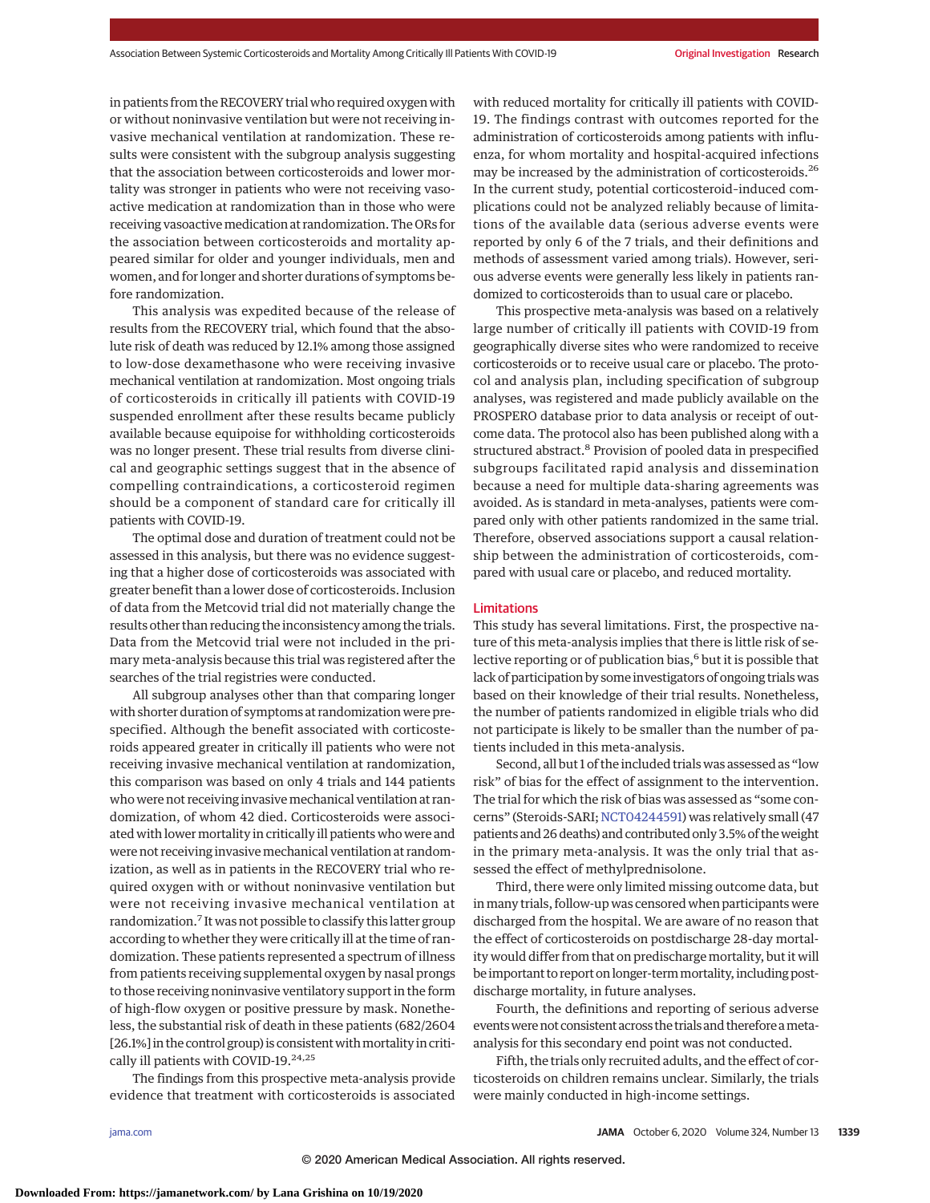in patients from the RECOVERY trial who required oxygen with or without noninvasive ventilation but were not receiving invasive mechanical ventilation at randomization. These results were consistent with the subgroup analysis suggesting that the association between corticosteroids and lower mortality was stronger in patients who were not receiving vasoactive medication at randomization than in those who were receiving vasoactive medication at randomization. The ORs for the association between corticosteroids and mortality appeared similar for older and younger individuals, men and women, and for longer and shorter durations of symptoms before randomization.

This analysis was expedited because of the release of results from the RECOVERY trial, which found that the absolute risk of death was reduced by 12.1% among those assigned to low-dose dexamethasone who were receiving invasive mechanical ventilation at randomization. Most ongoing trials of corticosteroids in critically ill patients with COVID-19 suspended enrollment after these results became publicly available because equipoise for withholding corticosteroids was no longer present. These trial results from diverse clinical and geographic settings suggest that in the absence of compelling contraindications, a corticosteroid regimen should be a component of standard care for critically ill patients with COVID-19.

The optimal dose and duration of treatment could not be assessed in this analysis, but there was no evidence suggesting that a higher dose of corticosteroids was associated with greater benefit than a lower dose of corticosteroids. Inclusion of data from the Metcovid trial did not materially change the results other than reducing the inconsistency among the trials. Data from the Metcovid trial were not included in the primary meta-analysis because this trial was registered after the searches of the trial registries were conducted.

All subgroup analyses other than that comparing longer with shorter duration of symptoms at randomization were prespecified. Although the benefit associated with corticosteroids appeared greater in critically ill patients who were not receiving invasive mechanical ventilation at randomization, this comparison was based on only 4 trials and 144 patients who were not receiving invasive mechanical ventilation at randomization, of whom 42 died. Corticosteroids were associated with lower mortality in critically ill patients who were and were not receiving invasive mechanical ventilation at randomization, as well as in patients in the RECOVERY trial who required oxygen with or without noninvasive ventilation but were not receiving invasive mechanical ventilation at randomization.[7] It was not possible to classify this latter group according to whether they were critically ill at the time of randomization. These patients represented a spectrum of illness from patients receiving supplemental oxygen by nasal prongs to those receiving noninvasive ventilatory support in the form of high-flow oxygen or positive pressure by mask. Nonetheless, the substantial risk of death in these patients (682/2604 [26.1%] in the control group) is consistent with mortality in critically ill patients with COVID-19.[24,25]

The findings from this prospective meta-analysis provide evidence that treatment with corticosteroids is associated with reduced mortality for critically ill patients with COVID-19. The findings contrast with outcomes reported for the administration of corticosteroids among patients with influenza, for whom mortality and hospital-acquired infections may be increased by the administration of corticosteroids.[26] In the current study, potential corticosteroid–induced complications could not be analyzed reliably because of limitations of the available data (serious adverse events were reported by only 6 of the 7 trials, and their definitions and methods of assessment varied among trials). However, serious adverse events were generally less likely in patients randomized to corticosteroids than to usual care or placebo.

This prospective meta-analysis was based on a relatively large number of critically ill patients with COVID-19 from geographically diverse sites who were randomized to receive corticosteroids or to receive usual care or placebo. The protocol and analysis plan, including specification of subgroup analyses, was registered and made publicly available on the PROSPERO database prior to data analysis or receipt of outcome data. The protocol also has been published along with a structured abstract.[8] Provision of pooled data in prespecified subgroups facilitated rapid analysis and dissemination because a need for multiple data-sharing agreements was avoided. As is standard in meta-analyses, patients were compared only with other patients randomized in the same trial. Therefore, observed associations support a causal relationship between the administration of corticosteroids, compared with usual care or placebo, and reduced mortality.

## Limitations

This study has several limitations. First, the prospective nature of this meta-analysis implies that there is little risk of selective reporting or of publication bias,[6] but it is possible that lack of participation by some investigators of ongoing trials was based on their knowledge of their trial results. Nonetheless, the number of patients randomized in eligible trials who did not participate is likely to be smaller than the number of patients included in this meta-analysis.

Second, all but 1 of the included trials was assessed as "low risk" of bias for the effect of assignment to the intervention. The trial for which the risk of bias was assessed as "some concerns" (Steroids-SARI; NCT04244591) was relatively small (47 patients and 26 deaths) and contributed only 3.5% of the weight in the primary meta-analysis. It was the only trial that assessed the effect of methylprednisolone.

Third, there were only limited missing outcome data, but in many trials, follow-up was censored when participants were discharged from the hospital. We are aware of no reason that the effect of corticosteroids on postdischarge 28-day mortality would differ from that on predischarge mortality, but it will be important to report on longer-term mortality, including postdischarge mortality, in future analyses.

Fourth, the definitions and reporting of serious adverse events were not consistent across the trials and therefore a meta-analysis for this secondary end point was not conducted.

Fifth, the trials only recruited adults, and the effect of corticosteroids on children remains unclear. Similarly, the trials were mainly conducted in high-income settings.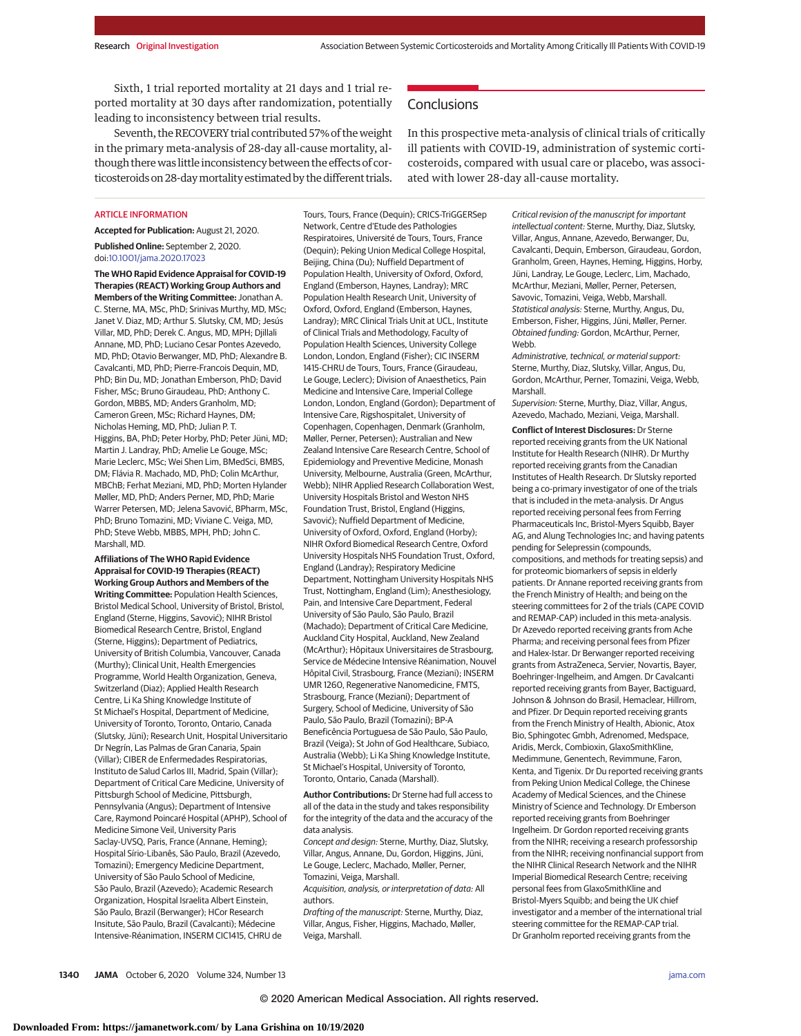Sixth, 1 trial reported mortality at 21 days and 1 trial reported mortality at 30 days after randomization, potentially leading to inconsistency between trial results.

Seventh, the RECOVERY trial contributed 57% of the weight in the primary meta-analysis of 28-day all-cause mortality, although there was little inconsistency between the effects of corticosteroids on 28-day mortality estimated by the different trials.

## Conclusions

In this prospective meta-analysis of clinical trials of critically ill patients with COVID-19, administration of systemic corticosteroids, compared with usual care or placebo, was associated with lower 28-day all-cause mortality.

### ARTICLE INFORMATION

**Accepted for Publication:** August 21, 2020.

**Published Online:** September 2, 2020. doi:10.1001/jama.2020.17023

**The WHO Rapid Evidence Appraisal for COVID-19 Therapies (REACT) Working Group Authors and Members of the Writing Committee:** Jonathan A. C. Sterne, MA, MSc, PhD; Srinivas Murthy, MD, MSc; Janet V. Diaz, MD; Arthur S. Slutsky, CM, MD; Jesús Villar, MD, PhD; Derek C. Angus, MD, MPH; Djillali Annane, MD, PhD; Luciano Cesar Pontes Azevedo, MD, PhD; Otavio Berwanger, MD, PhD; Alexandre B. Cavalcanti, MD, PhD; Pierre-Francois Dequin, MD, PhD; Bin Du, MD; Jonathan Emberson, PhD; David Fisher, MSc; Bruno Giraudeau, PhD; Anthony C. Gordon, MBBS, MD; Anders Granholm, MD; Cameron Green, MSc; Richard Haynes, DM; Nicholas Heming, MD, PhD; Julian P. T. Higgins, BA, PhD; Peter Horby, PhD; Peter Jüni, MD; Martin J. Landray, PhD; Amelie Le Gouge, MSc; Marie Leclerc, MSc; Wei Shen Lim, BMedSci, BMBS, DM; Flávia R. Machado, MD, PhD; Colin McArthur, MBChB; Ferhat Meziani, MD, PhD; Morten Hylander Møller, MD, PhD; Anders Perner, MD, PhD; Marie Warrer Petersen, MD; Jelena Savović, BPharm, MSc, PhD; Bruno Tomazini, MD; Viviane C. Veiga, MD, PhD; Steve Webb, MBBS, MPH, PhD; John C. Marshall, MD.

**Affiliations of The WHO Rapid Evidence Appraisal for COVID-19 Therapies (REACT) Working Group Authors and Members of the Writing Committee:** Population Health Sciences, Bristol Medical School, University of Bristol, Bristol, England (Sterne, Higgins, Savović); NIHR Bristol Biomedical Research Centre, Bristol, England (Sterne, Higgins); Department of Pediatrics, University of British Columbia, Vancouver, Canada (Murthy); Clinical Unit, Health Emergencies Programme, World Health Organization, Geneva, Switzerland (Diaz); Applied Health Research Centre, Li Ka Shing Knowledge Institute of St Michael's Hospital, Department of Medicine, University of Toronto, Toronto, Ontario, Canada (Slutsky, Jüni); Research Unit, Hospital Universitario Dr Negrín, Las Palmas de Gran Canaria, Spain (Villar); CIBER de Enfermedades Respiratorias, Instituto de Salud Carlos III, Madrid, Spain (Villar); Department of Critical Care Medicine, University of Pittsburgh School of Medicine, Pittsburgh, Pennsylvania (Angus); Department of Intensive Care, Raymond Poincaré Hospital (APHP), School of Medicine Simone Veil, University Paris Saclay-UVSQ, Paris, France (Annane, Heming); Hospital Sírio-Libanês, São Paulo, Brazil (Azevedo, Tomazini); Emergency Medicine Department, University of São Paulo School of Medicine, São Paulo, Brazil (Azevedo); Academic Research Organization, Hospital Israelita Albert Einstein, São Paulo, Brazil (Berwanger); HCor Research Insitute, São Paulo, Brazil (Cavalcanti); Médecine Intensive-Réanimation, INSERM CIC1415, CHRU de Tours, Tours, France (Dequin); CRICS-TriGGERSep Network, Centre d'Etude des Pathologies Respiratoires, Université de Tours, Tours, France (Dequin); Peking Union Medical College Hospital, Beijing, China (Du); Nuffield Department of Population Health, University of Oxford, Oxford, England (Emberson, Haynes, Landray); MRC Population Health Research Unit, University of Oxford, Oxford, England (Emberson, Haynes, Landray); MRC Clinical Trials Unit at UCL, Institute of Clinical Trials and Methodology, Faculty of Population Health Sciences, University College London, London, England (Fisher); CIC INSERM 1415-CHRU de Tours, Tours, France (Giraudeau, Le Gouge, Leclerc); Division of Anaesthetics, Pain Medicine and Intensive Care, Imperial College London, London, England (Gordon); Department of Intensive Care, Rigshospitalet, University of Copenhagen, Copenhagen, Denmark (Granholm, Møller, Perner, Petersen); Australian and New Zealand Intensive Care Research Centre, School of Epidemiology and Preventive Medicine, Monash University, Melbourne, Australia (Green, McArthur, Webb); NIHR Applied Research Collaboration West, University Hospitals Bristol and Weston NHS Foundation Trust, Bristol, England (Higgins, Savović); Nuffield Department of Medicine, University of Oxford, Oxford, England (Horby); NIHR Oxford Biomedical Research Centre, Oxford University Hospitals NHS Foundation Trust, Oxford, England (Landray); Respiratory Medicine Department, Nottingham University Hospitals NHS Trust, Nottingham, England (Lim); Anesthesiology, Pain, and Intensive Care Department, Federal University of São Paulo, São Paulo, Brazil (Machado); Department of Critical Care Medicine, Auckland City Hospital, Auckland, New Zealand (McArthur); Hôpitaux Universitaires de Strasbourg, Service de Médecine Intensive Réanimation, Nouvel Hôpital Civil, Strasbourg, France (Meziani); INSERM UMR 1260, Regenerative Nanomedicine, FMTS, Strasbourg, France (Meziani); Department of Surgery, School of Medicine, University of São Paulo, São Paulo, Brazil (Tomazini); BP-A Beneficência Portuguesa de São Paulo, São Paulo, Brazil (Veiga); St John of God Healthcare, Subiaco, Australia (Webb); Li Ka Shing Knowledge Institute, St Michael's Hospital, University of Toronto, Toronto, Ontario, Canada (Marshall).

**Author Contributions:** Dr Sterne had full access to all of the data in the study and takes responsibility for the integrity of the data and the accuracy of the data analysis.

*Concept and design:* Sterne, Murthy, Diaz, Slutsky, Villar, Angus, Annane, Du, Gordon, Higgins, Jüni, Le Gouge, Leclerc, Machado, Møller, Perner, Tomazini, Veiga, Marshall.

*Acquisition, analysis, or interpretation of data:* All authors.

*Drafting of the manuscript:* Sterne, Murthy, Diaz, Villar, Angus, Fisher, Higgins, Machado, Møller, Veiga, Marshall.

*Critical revision of the manuscript for important intellectual content:* Sterne, Murthy, Diaz, Slutsky, Villar, Angus, Annane, Azevedo, Berwanger, Du, Cavalcanti, Dequin, Emberson, Giraudeau, Gordon, Granholm, Green, Haynes, Heming, Higgins, Horby, Jüni, Landray, Le Gouge, Leclerc, Lim, Machado, McArthur, Meziani, Møller, Perner, Petersen, Savovic, Tomazini, Veiga, Webb, Marshall.

*Statistical analysis:* Sterne, Murthy, Angus, Du, Emberson, Fisher, Higgins, Jüni, Møller, Perner.

*Obtained funding:* Gordon, McArthur, Perner, Webb.

*Administrative, technical, or material support:* Sterne, Murthy, Diaz, Slutsky, Villar, Angus, Du, Gordon, McArthur, Perner, Tomazini, Veiga, Webb, Marshall.

*Supervision:* Sterne, Murthy, Diaz, Villar, Angus, Azevedo, Machado, Meziani, Veiga, Marshall.

**Conflict of Interest Disclosures:** Dr Sterne reported receiving grants from the UK National Institute for Health Research (NIHR). Dr Murthy reported receiving grants from the Canadian Institutes of Health Research. Dr Slutsky reported being a co-primary investigator of one of the trials that is included in the meta-analysis. Dr Angus reported receiving personal fees from Ferring Pharmaceuticals Inc, Bristol-Myers Squibb, Bayer AG, and Alung Technologies Inc; and having patents pending for Selepressin (compounds, compositions, and methods for treating sepsis) and for proteomic biomarkers of sepsis in elderly patients. Dr Annane reported receiving grants from the French Ministry of Health; and being on the steering committees for 2 of the trials (CAPE COVID and REMAP-CAP) included in this meta-analysis. Dr Azevedo reported receiving grants from Ache Pharma; and receiving personal fees from Pfizer and Halex-Istar. Dr Berwanger reported receiving grants from AstraZeneca, Servier, Novartis, Bayer, Boehringer-Ingelheim, and Amgen. Dr Cavalcanti reported receiving grants from Bayer, Bactiguard, Johnson & Johnson do Brasil, Hemaclear, Hillrom, and Pfizer. Dr Dequin reported receiving grants from the French Ministry of Health, Abionic, Atox Bio, Sphingotec Gmbh, Adrenomed, Medspace, Aridis, Merck, Combioxin, GlaxoSmithKline, Medimmune, Genentech, Revimmune, Faron, Kenta, and Tigenix. Dr Du reported receiving grants from Peking Union Medical College, the Chinese Academy of Medical Sciences, and the Chinese Ministry of Science and Technology. Dr Emberson reported receiving grants from Boehringer Ingelheim. Dr Gordon reported receiving grants from the NIHR; receiving a research professorship from the NIHR; receiving nonfinancial support from the NIHR Clinical Research Network and the NIHR Imperial Biomedical Research Centre; receiving personal fees from GlaxoSmithKline and Bristol-Myers Squibb; and being the UK chief investigator and a member of the international trial steering committee for the REMAP-CAP trial. Dr Granholm reported receiving grants from the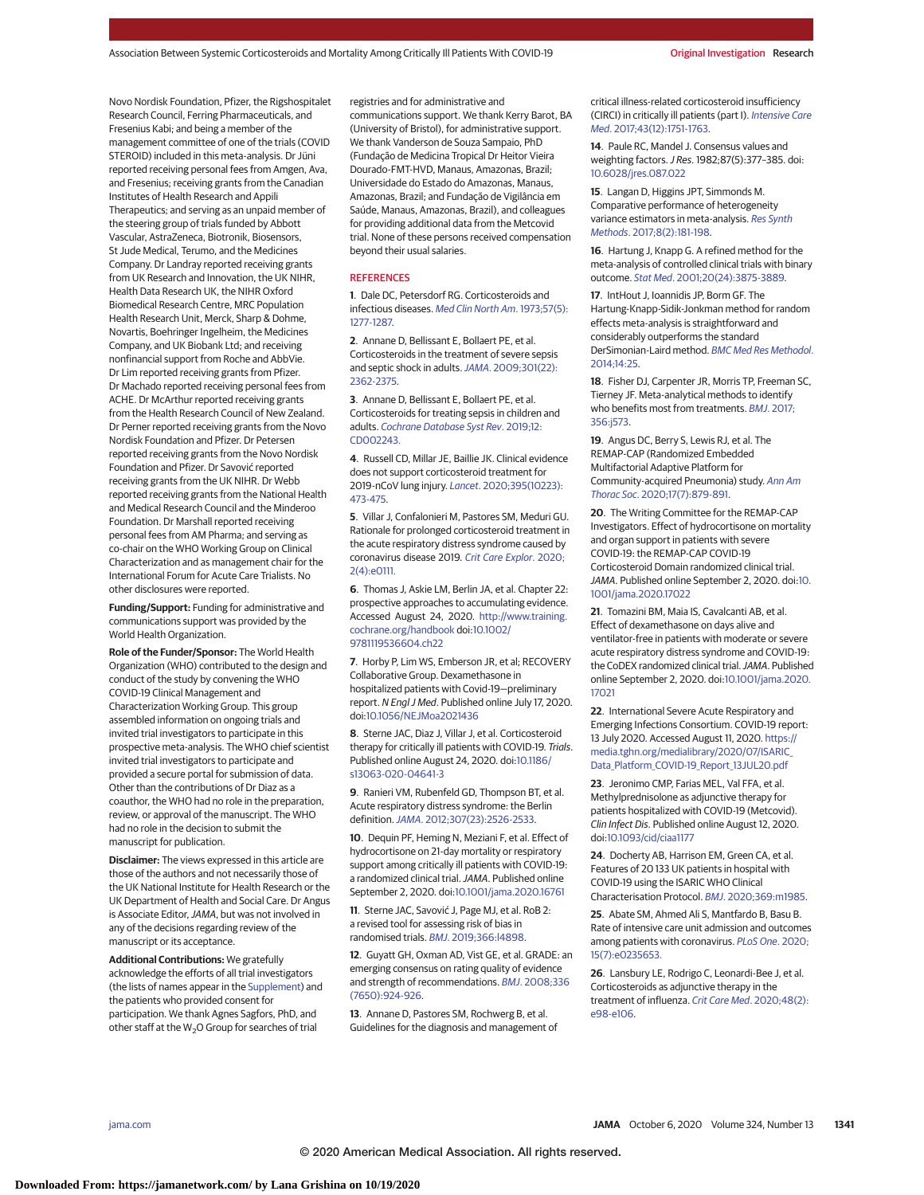Novo Nordisk Foundation, Pfizer, the Rigshospitalet Research Council, Ferring Pharmaceuticals, and Fresenius Kabi; and being a member of the management committee of one of the trials (COVID STEROID) included in this meta-analysis. Dr Jüni reported receiving personal fees from Amgen, Ava, and Fresenius; receiving grants from the Canadian Institutes of Health Research and Appili Therapeutics; and serving as an unpaid member of the steering group of trials funded by Abbott Vascular, AstraZeneca, Biotronik, Biosensors, St Jude Medical, Terumo, and the Medicines Company. Dr Landray reported receiving grants from UK Research and Innovation, the UK NIHR, Health Data Research UK, the NIHR Oxford Biomedical Research Centre, MRC Population Health Research Unit, Merck, Sharp & Dohme, Novartis, Boehringer Ingelheim, the Medicines Company, and UK Biobank Ltd; and receiving nonfinancial support from Roche and AbbVie. Dr Lim reported receiving grants from Pfizer. Dr Machado reported receiving personal fees from ACHE. Dr McArthur reported receiving grants from the Health Research Council of New Zealand. Dr Perner reported receiving grants from the Novo Nordisk Foundation and Pfizer. Dr Petersen reported receiving grants from the Novo Nordisk Foundation and Pfizer. Dr Savović reported receiving grants from the UK NIHR. Dr Webb reported receiving grants from the National Health and Medical Research Council and the Minderoo Foundation. Dr Marshall reported receiving personal fees from AM Pharma; and serving as co-chair on the WHO Working Group on Clinical Characterization and as management chair for the International Forum for Acute Care Trialists. No other disclosures were reported.

**Funding/Support:** Funding for administrative and communications support was provided by the World Health Organization.

**Role of the Funder/Sponsor:** The World Health Organization (WHO) contributed to the design and conduct of the study by convening the WHO COVID-19 Clinical Management and Characterization Working Group. This group assembled information on ongoing trials and invited trial investigators to participate in this prospective meta-analysis. The WHO chief scientist invited trial investigators to participate and provided a secure portal for submission of data. Other than the contributions of Dr Diaz as a coauthor, the WHO had no role in the preparation, review, or approval of the manuscript. The WHO had no role in the decision to submit the manuscript for publication.

**Disclaimer:** The views expressed in this article are those of the authors and not necessarily those of the UK National Institute for Health Research or the UK Department of Health and Social Care. Dr Angus is Associate Editor, *JAMA*, but was not involved in any of the decisions regarding review of the manuscript or its acceptance.

**Additional Contributions:** We gratefully acknowledge the efforts of all trial investigators (the lists of names appear in the Supplement) and the patients who provided consent for participation. We thank Agnes Sagfors, PhD, and other staff at the $W_2O$ Group for searches of trial registries and for administrative and communications support. We thank Kerry Barot, BA (University of Bristol), for administrative support. We thank Vanderson de Souza Sampaio, PhD (Fundação de Medicina Tropical Dr Heitor Vieira Dourado-FMT-HVD, Manaus, Amazonas, Brazil; Universidade do Estado do Amazonas, Manaus, Amazonas, Brazil; and Fundação de Vigilância em Saúde, Manaus, Amazonas, Brazil), and colleagues for providing additional data from the Metcovid trial. None of these persons received compensation beyond their usual salaries.

## REFERENCES

1. Dale DC, Petersdorf RG. Corticosteroids and infectious diseases. *Med Clin North Am*. 1973;57(5):1277-1287.
2. Annane D, Bellissant E, Bollaert PE, et al. Corticosteroids in the treatment of severe sepsis and septic shock in adults. *JAMA*. 2009;301(22):2362-2375.
3. Annane D, Bellissant E, Bollaert PE, et al. Corticosteroids for treating sepsis in children and adults. *Cochrane Database Syst Rev*. 2019;12:CD002243.
4. Russell CD, Millar JE, Baillie JK. Clinical evidence does not support corticosteroid treatment for 2019-nCoV lung injury. *Lancet*. 2020;395(10223):473-475.
5. Villar J, Confalonieri M, Pastores SM, Meduri GU. Rationale for prolonged corticosteroid treatment in the acute respiratory distress syndrome caused by coronavirus disease 2019. *Crit Care Explor*. 2020;2(4):e0111.
6. Thomas J, Askie LM, Berlin JA, et al. Chapter 22: prospective approaches to accumulating evidence. Accessed August 24, 2020. http://www.training.cochrane.org/handbook doi:10.1002/9781119536604.ch22
7. Horby P, Lim WS, Emberson JR, et al; RECOVERY Collaborative Group. Dexamethasone in hospitalized patients with Covid-19—preliminary report. *N Engl J Med*. Published online July 17, 2020. doi:10.1056/NEJMoa2021436
8. Sterne JAC, Diaz J, Villar J, et al. Corticosteroid therapy for critically ill patients with COVID-19. *Trials*. Published online August 24, 2020. doi:10.1186/s13063-020-04641-3
9. Ranieri VM, Rubenfeld GD, Thompson BT, et al. Acute respiratory distress syndrome: the Berlin definition. *JAMA*. 2012;307(23):2526-2533.
10. Dequin PF, Heming N, Meziani F, et al. Effect of hydrocortisone on 21-day mortality or respiratory support among critically ill patients with COVID-19: a randomized clinical trial. *JAMA*. Published online September 2, 2020. doi:10.1001/jama.2020.16761
11. Sterne JAC, Savović J, Page MJ, et al. RoB 2: a revised tool for assessing risk of bias in randomised trials. *BMJ*. 2019;366:l4898.
12. Guyatt GH, Oxman AD, Vist GE, et al. GRADE: an emerging consensus on rating quality of evidence and strength of recommendations. *BMJ*. 2008;336(7650):924-926.
13. Annane D, Pastores SM, Rochwerg B, et al. Guidelines for the diagnosis and management of critical illness-related corticosteroid insufficiency (CIRCI) in critically ill patients (part I). *Intensive Care Med*. 2017;43(12):1751-1763.
14. Paule RC, Mandel J. Consensus values and weighting factors. *J Res*. 1982;87(5):377-385. doi:10.6028/jres.087.022
15. Langan D, Higgins JPT, Simmonds M. Comparative performance of heterogeneity variance estimators in meta-analysis. *Res Synth Methods*. 2017;8(2):181-198.
16. Hartung J, Knapp G. A refined method for the meta-analysis of controlled clinical trials with binary outcome. *Stat Med*. 2001;20(24):3875-3889.
17. IntHout J, Ioannidis JP, Borm GF. The Hartung-Knapp-Sidik-Jonkman method for random effects meta-analysis is straightforward and considerably outperforms the standard DerSimonian-Laird method. *BMC Med Res Methodol*. 2014;14:25.
18. Fisher DJ, Carpenter JR, Morris TP, Freeman SC, Tierney JF. Meta-analytical methods to identify who benefits most from treatments. *BMJ*. 2017;356:j573.
19. Angus DC, Berry S, Lewis RJ, et al. The REMAP-CAP (Randomized Embedded Multifactorial Adaptive Platform for Community-acquired Pneumonia) study. *Ann Am Thorac Soc*. 2020;17(7):879-891.
20. The Writing Committee for the REMAP-CAP Investigators. Effect of hydrocortisone on mortality and organ support in patients with severe COVID-19: the REMAP-CAP COVID-19 Corticosteroid Domain randomized clinical trial. *JAMA*. Published online September 2, 2020. doi:10.1001/jama.2020.17022
21. Tomazini BM, Maia IS, Cavalcanti AB, et al. Effect of dexamethasone on days alive and ventilator-free in patients with moderate or severe acute respiratory distress syndrome and COVID-19: the CoDEX randomized clinical trial. *JAMA*. Published online September 2, 2020. doi:10.1001/jama.2020.17021
22. International Severe Acute Respiratory and Emerging Infections Consortium. COVID-19 report: 13 July 2020. Accessed August 11, 2020. https://media.tghn.org/medialibrary/2020/07/ISARIC_Data_Platform_COVID-19_Report_13JUL20.pdf
23. Jeronimo CMP, Farias MEL, Val FFA, et al. Methylprednisolone as adjunctive therapy for patients hospitalized with COVID-19 (Metcovid). *Clin Infect Dis*. Published online August 12, 2020. doi:10.1093/cid/ciaa1177
24. Docherty AB, Harrison EM, Green CA, et al. Features of 20 133 UK patients in hospital with COVID-19 using the ISARIC WHO Clinical Characterisation Protocol. *BMJ*. 2020;369:m1985.
25. Abate SM, Ahmed Ali S, Mantfardo B, Basu B. Rate of intensive care unit admission and outcomes among patients with coronavirus. *PLoS One*. 2020;15(7):e0235653.
26. Lansbury LE, Rodrigo C, Leonardi-Bee J, et al. Corticosteroids as adjunctive therapy in the treatment of influenza. *Crit Care Med*. 2020;48(2):e98-e106.